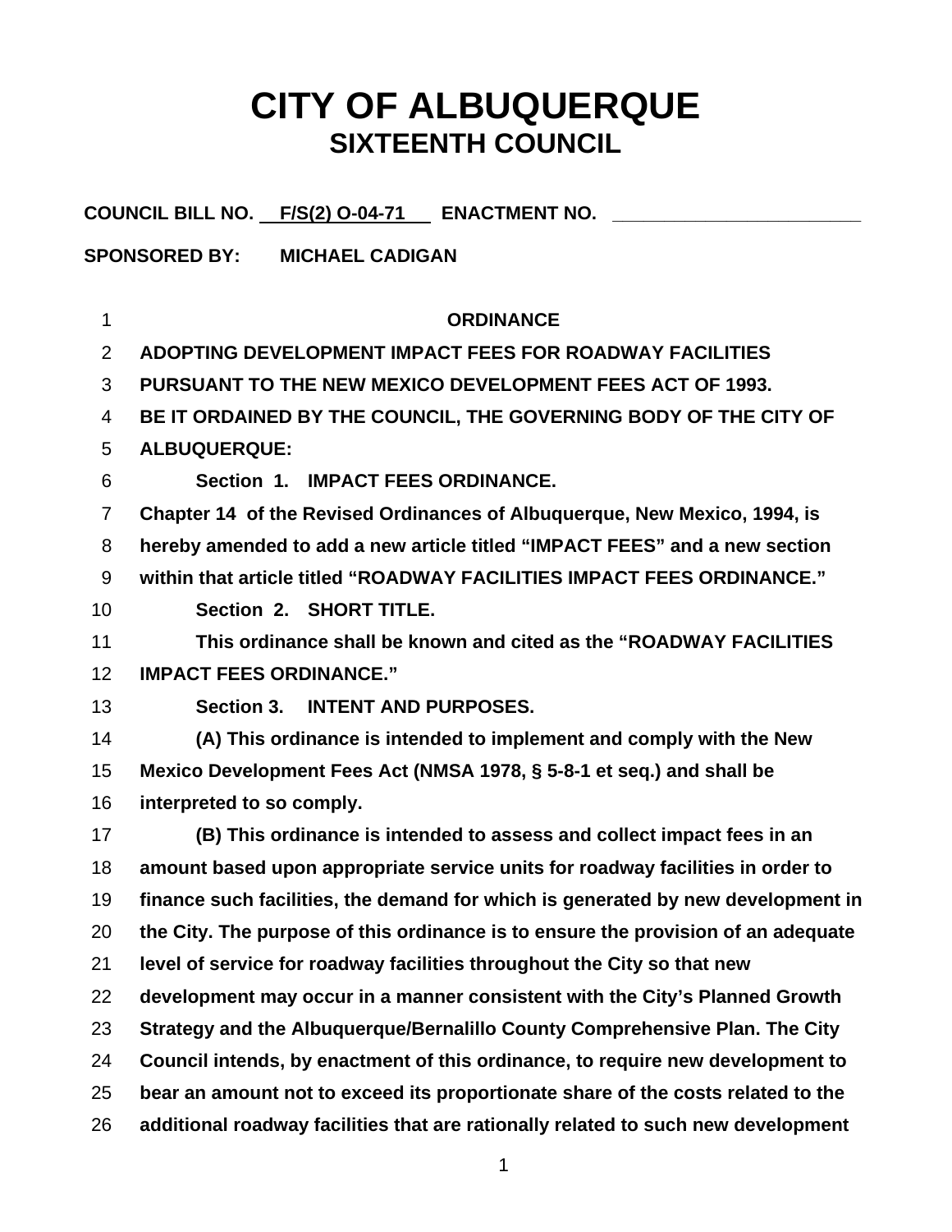# CITY OF ALBUQUERQUE
## SIXTEENTH COUNCIL

**COUNCIL BILL NO. F/S(2) O-04-71 ENACTMENT NO. ________________________**

**SPONSORED BY: MICHAEL CADIGAN**

**ORDINANCE**

**ADOPTING DEVELOPMENT IMPACT FEES FOR ROADWAY FACILITIES PURSUANT TO THE NEW MEXICO DEVELOPMENT FEES ACT OF 1993.**

**BE IT ORDAINED BY THE COUNCIL, THE GOVERNING BODY OF THE CITY OF ALBUQUERQUE:**

**Section 1. IMPACT FEES ORDINANCE.**

**Chapter 14 of the Revised Ordinances of Albuquerque, New Mexico, 1994, is hereby amended to add a new article titled "IMPACT FEES" and a new section within that article titled "ROADWAY FACILITIES IMPACT FEES ORDINANCE."**

**Section 2. SHORT TITLE.**

**This ordinance shall be known and cited as the "ROADWAY FACILITIES IMPACT FEES ORDINANCE."**

**Section 3. INTENT AND PURPOSES.**

**(A) This ordinance is intended to implement and comply with the New Mexico Development Fees Act (NMSA 1978, § 5-8-1 et seq.) and shall be interpreted to so comply.**

**(B) This ordinance is intended to assess and collect impact fees in an amount based upon appropriate service units for roadway facilities in order to finance such facilities, the demand for which is generated by new development in the City. The purpose of this ordinance is to ensure the provision of an adequate level of service for roadway facilities throughout the City so that new development may occur in a manner consistent with the City's Planned Growth Strategy and the Albuquerque/Bernalillo County Comprehensive Plan. The City Council intends, by enactment of this ordinance, to require new development to bear an amount not to exceed its proportionate share of the costs related to the additional roadway facilities that are rationally related to such new development**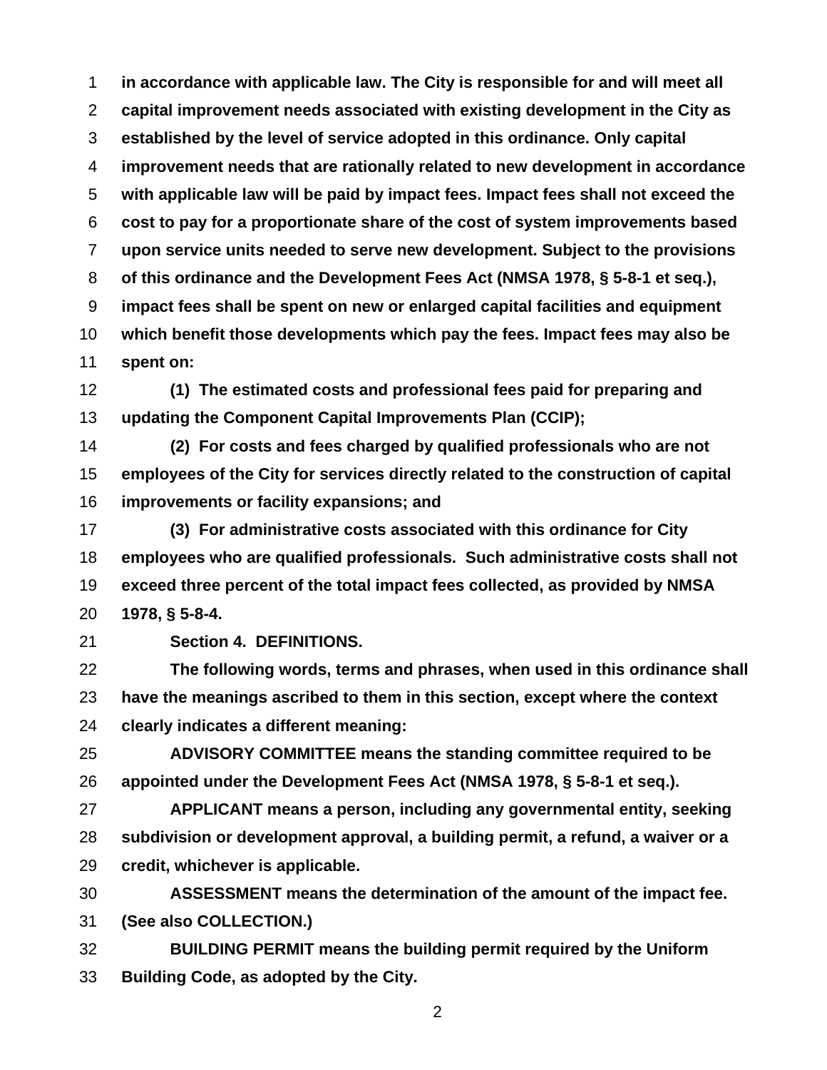**in accordance with applicable law. The City is responsible for and will meet all capital improvement needs associated with existing development in the City as established by the level of service adopted in this ordinance. Only capital improvement needs that are rationally related to new development in accordance with applicable law will be paid by impact fees. Impact fees shall not exceed the cost to pay for a proportionate share of the cost of system improvements based upon service units needed to serve new development. Subject to the provisions of this ordinance and the Development Fees Act (NMSA 1978, § 5-8-1 et seq.), impact fees shall be spent on new or enlarged capital facilities and equipment which benefit those developments which pay the fees. Impact fees may also be spent on:**

**(1) The estimated costs and professional fees paid for preparing and updating the Component Capital Improvements Plan (CCIP);**

**(2) For costs and fees charged by qualified professionals who are not employees of the City for services directly related to the construction of capital improvements or facility expansions; and**

**(3) For administrative costs associated with this ordinance for City employees who are qualified professionals. Such administrative costs shall not exceed three percent of the total impact fees collected, as provided by NMSA 1978, § 5-8-4.**

**Section 4. DEFINITIONS.**

**The following words, terms and phrases, when used in this ordinance shall have the meanings ascribed to them in this section, except where the context clearly indicates a different meaning:**

**ADVISORY COMMITTEE means the standing committee required to be appointed under the Development Fees Act (NMSA 1978, § 5-8-1 et seq.).**

**APPLICANT means a person, including any governmental entity, seeking subdivision or development approval, a building permit, a refund, a waiver or a credit, whichever is applicable.**

**ASSESSMENT means the determination of the amount of the impact fee. (See also COLLECTION.)**

**BUILDING PERMIT means the building permit required by the Uniform Building Code, as adopted by the City.**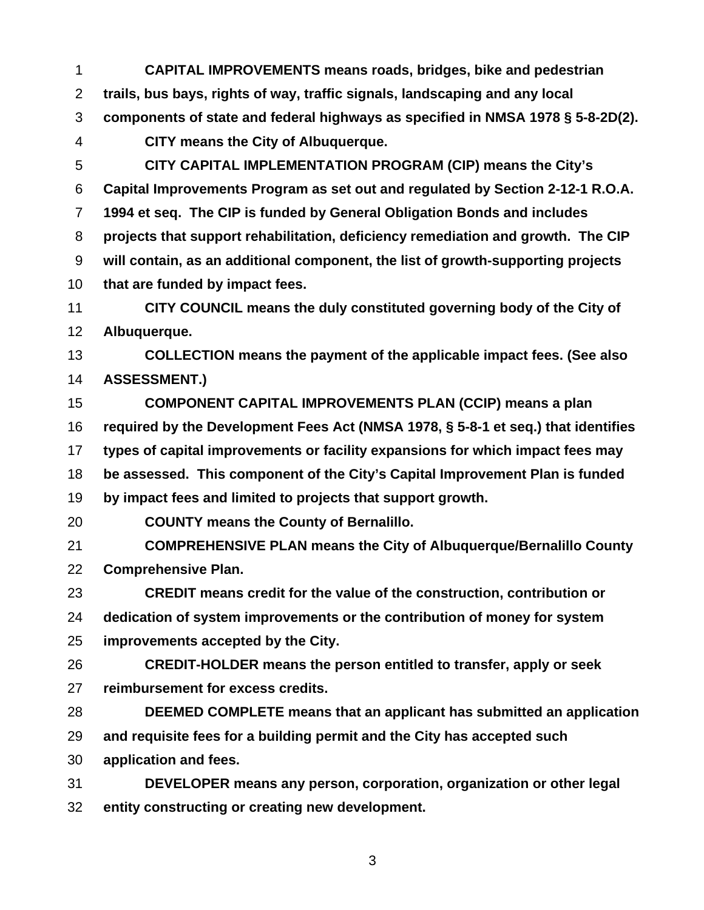**CAPITAL IMPROVEMENTS means roads, bridges, bike and pedestrian trails, bus bays, rights of way, traffic signals, landscaping and any local components of state and federal highways as specified in NMSA 1978 § 5-8-2D(2).**

**CITY means the City of Albuquerque.**

**CITY CAPITAL IMPLEMENTATION PROGRAM (CIP) means the City's Capital Improvements Program as set out and regulated by Section 2-12-1 R.O.A. 1994 et seq. The CIP is funded by General Obligation Bonds and includes projects that support rehabilitation, deficiency remediation and growth. The CIP will contain, as an additional component, the list of growth-supporting projects that are funded by impact fees.**

**CITY COUNCIL means the duly constituted governing body of the City of Albuquerque.**

**COLLECTION means the payment of the applicable impact fees. (See also ASSESSMENT.)**

**COMPONENT CAPITAL IMPROVEMENTS PLAN (CCIP) means a plan required by the Development Fees Act (NMSA 1978, § 5-8-1 et seq.) that identifies types of capital improvements or facility expansions for which impact fees may be assessed. This component of the City's Capital Improvement Plan is funded by impact fees and limited to projects that support growth.**

**COUNTY means the County of Bernalillo.**

**COMPREHENSIVE PLAN means the City of Albuquerque/Bernalillo County Comprehensive Plan.**

**CREDIT means credit for the value of the construction, contribution or dedication of system improvements or the contribution of money for system improvements accepted by the City.**

**CREDIT-HOLDER means the person entitled to transfer, apply or seek reimbursement for excess credits.**

**DEEMED COMPLETE means that an applicant has submitted an application and requisite fees for a building permit and the City has accepted such application and fees.**

**DEVELOPER means any person, corporation, organization or other legal entity constructing or creating new development.**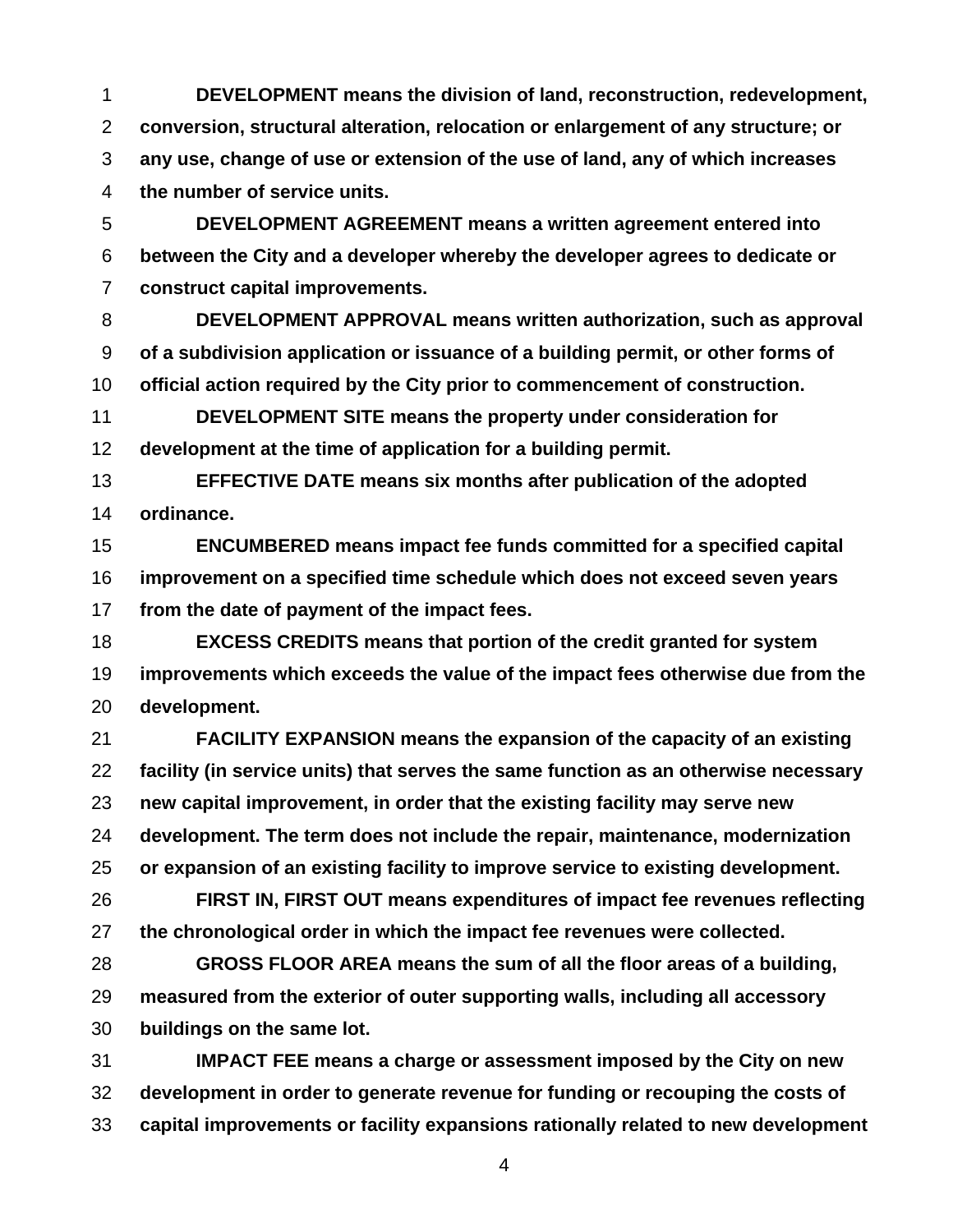**DEVELOPMENT means the division of land, reconstruction, redevelopment, conversion, structural alteration, relocation or enlargement of any structure; or any use, change of use or extension of the use of land, any of which increases the number of service units.**

**DEVELOPMENT AGREEMENT means a written agreement entered into between the City and a developer whereby the developer agrees to dedicate or construct capital improvements.**

**DEVELOPMENT APPROVAL means written authorization, such as approval of a subdivision application or issuance of a building permit, or other forms of official action required by the City prior to commencement of construction.**

**DEVELOPMENT SITE means the property under consideration for development at the time of application for a building permit.**

**EFFECTIVE DATE means six months after publication of the adopted ordinance.**

**ENCUMBERED means impact fee funds committed for a specified capital improvement on a specified time schedule which does not exceed seven years from the date of payment of the impact fees.**

**EXCESS CREDITS means that portion of the credit granted for system improvements which exceeds the value of the impact fees otherwise due from the development.**

**FACILITY EXPANSION means the expansion of the capacity of an existing facility (in service units) that serves the same function as an otherwise necessary new capital improvement, in order that the existing facility may serve new development. The term does not include the repair, maintenance, modernization or expansion of an existing facility to improve service to existing development.**

**FIRST IN, FIRST OUT means expenditures of impact fee revenues reflecting the chronological order in which the impact fee revenues were collected.**

**GROSS FLOOR AREA means the sum of all the floor areas of a building, measured from the exterior of outer supporting walls, including all accessory buildings on the same lot.**

**IMPACT FEE means a charge or assessment imposed by the City on new development in order to generate revenue for funding or recouping the costs of capital improvements or facility expansions rationally related to new development**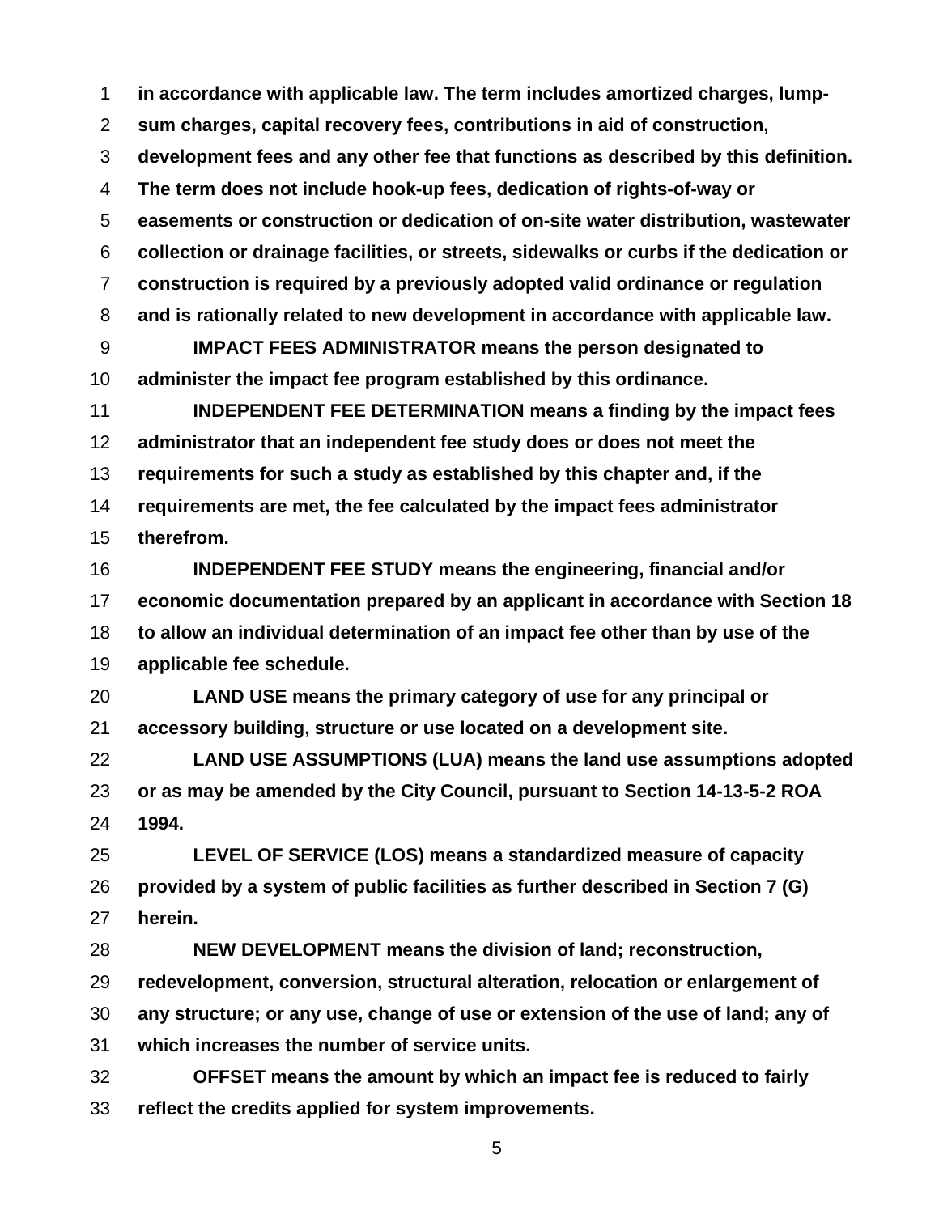**in accordance with applicable law. The term includes amortized charges, lump-sum charges, capital recovery fees, contributions in aid of construction, development fees and any other fee that functions as described by this definition. The term does not include hook-up fees, dedication of rights-of-way or easements or construction or dedication of on-site water distribution, wastewater collection or drainage facilities, or streets, sidewalks or curbs if the dedication or construction is required by a previously adopted valid ordinance or regulation and is rationally related to new development in accordance with applicable law.**

**IMPACT FEES ADMINISTRATOR means the person designated to administer the impact fee program established by this ordinance.**

**INDEPENDENT FEE DETERMINATION means a finding by the impact fees administrator that an independent fee study does or does not meet the requirements for such a study as established by this chapter and, if the requirements are met, the fee calculated by the impact fees administrator therefrom.**

**INDEPENDENT FEE STUDY means the engineering, financial and/or economic documentation prepared by an applicant in accordance with Section 18 to allow an individual determination of an impact fee other than by use of the applicable fee schedule.**

**LAND USE means the primary category of use for any principal or accessory building, structure or use located on a development site.**

**LAND USE ASSUMPTIONS (LUA) means the land use assumptions adopted or as may be amended by the City Council, pursuant to Section 14-13-5-2 ROA 1994.**

**LEVEL OF SERVICE (LOS) means a standardized measure of capacity provided by a system of public facilities as further described in Section 7 (G) herein.**

**NEW DEVELOPMENT means the division of land; reconstruction, redevelopment, conversion, structural alteration, relocation or enlargement of any structure; or any use, change of use or extension of the use of land; any of which increases the number of service units.**

**OFFSET means the amount by which an impact fee is reduced to fairly reflect the credits applied for system improvements.**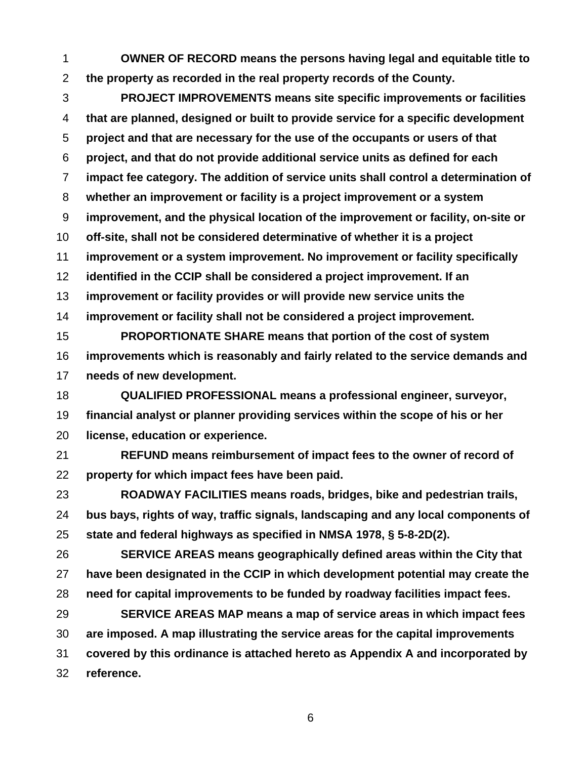**OWNER OF RECORD means the persons having legal and equitable title to the property as recorded in the real property records of the County.**

**PROJECT IMPROVEMENTS means site specific improvements or facilities that are planned, designed or built to provide service for a specific development project and that are necessary for the use of the occupants or users of that project, and that do not provide additional service units as defined for each impact fee category. The addition of service units shall control a determination of whether an improvement or facility is a project improvement or a system improvement, and the physical location of the improvement or facility, on-site or off-site, shall not be considered determinative of whether it is a project improvement or a system improvement. No improvement or facility specifically identified in the CCIP shall be considered a project improvement. If an improvement or facility provides or will provide new service units the improvement or facility shall not be considered a project improvement.**

**PROPORTIONATE SHARE means that portion of the cost of system improvements which is reasonably and fairly related to the service demands and needs of new development.**

**QUALIFIED PROFESSIONAL means a professional engineer, surveyor, financial analyst or planner providing services within the scope of his or her license, education or experience.**

**REFUND means reimbursement of impact fees to the owner of record of property for which impact fees have been paid.**

**ROADWAY FACILITIES means roads, bridges, bike and pedestrian trails, bus bays, rights of way, traffic signals, landscaping and any local components of state and federal highways as specified in NMSA 1978, § 5-8-2D(2).**

**SERVICE AREAS means geographically defined areas within the City that have been designated in the CCIP in which development potential may create the need for capital improvements to be funded by roadway facilities impact fees.**

**SERVICE AREAS MAP means a map of service areas in which impact fees are imposed. A map illustrating the service areas for the capital improvements covered by this ordinance is attached hereto as Appendix A and incorporated by reference.**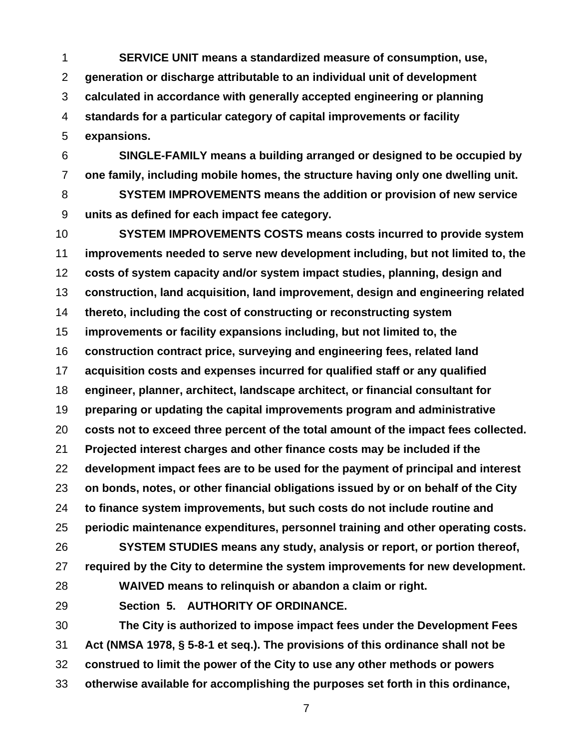**SERVICE UNIT means a standardized measure of consumption, use, generation or discharge attributable to an individual unit of development calculated in accordance with generally accepted engineering or planning standards for a particular category of capital improvements or facility expansions.**

**SINGLE-FAMILY means a building arranged or designed to be occupied by one family, including mobile homes, the structure having only one dwelling unit.**

**SYSTEM IMPROVEMENTS means the addition or provision of new service units as defined for each impact fee category.**

**SYSTEM IMPROVEMENTS COSTS means costs incurred to provide system improvements needed to serve new development including, but not limited to, the costs of system capacity and/or system impact studies, planning, design and construction, land acquisition, land improvement, design and engineering related thereto, including the cost of constructing or reconstructing system improvements or facility expansions including, but not limited to, the construction contract price, surveying and engineering fees, related land acquisition costs and expenses incurred for qualified staff or any qualified engineer, planner, architect, landscape architect, or financial consultant for preparing or updating the capital improvements program and administrative costs not to exceed three percent of the total amount of the impact fees collected. Projected interest charges and other finance costs may be included if the development impact fees are to be used for the payment of principal and interest on bonds, notes, or other financial obligations issued by or on behalf of the City to finance system improvements, but such costs do not include routine and periodic maintenance expenditures, personnel training and other operating costs.**

**SYSTEM STUDIES means any study, analysis or report, or portion thereof, required by the City to determine the system improvements for new development.**

**WAIVED means to relinquish or abandon a claim or right.**

**Section 5. AUTHORITY OF ORDINANCE.**

**The City is authorized to impose impact fees under the Development Fees Act (NMSA 1978, § 5-8-1 et seq.). The provisions of this ordinance shall not be construed to limit the power of the City to use any other methods or powers otherwise available for accomplishing the purposes set forth in this ordinance,**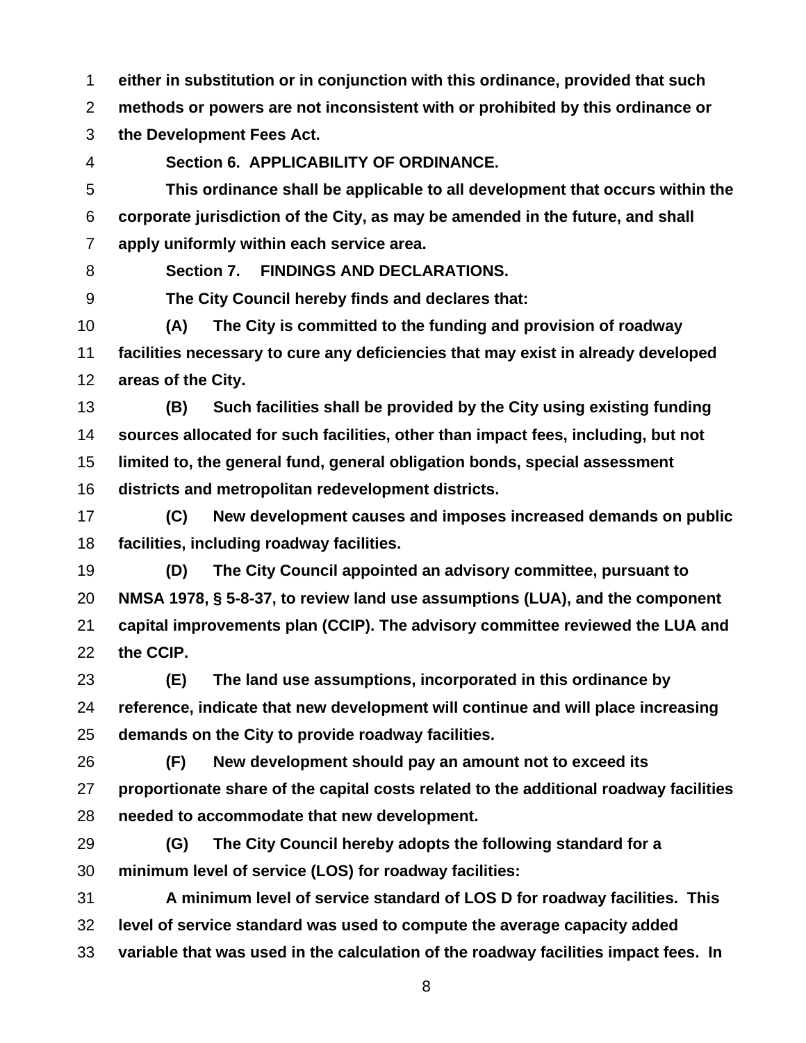**either in substitution or in conjunction with this ordinance, provided that such methods or powers are not inconsistent with or prohibited by this ordinance or the Development Fees Act.**

**Section 6. APPLICABILITY OF ORDINANCE.**

**This ordinance shall be applicable to all development that occurs within the corporate jurisdiction of the City, as may be amended in the future, and shall apply uniformly within each service area.**

**Section 7. FINDINGS AND DECLARATIONS.**

**The City Council hereby finds and declares that:**

**(A) The City is committed to the funding and provision of roadway facilities necessary to cure any deficiencies that may exist in already developed areas of the City.**

**(B) Such facilities shall be provided by the City using existing funding sources allocated for such facilities, other than impact fees, including, but not limited to, the general fund, general obligation bonds, special assessment districts and metropolitan redevelopment districts.**

**(C) New development causes and imposes increased demands on public facilities, including roadway facilities.**

**(D) The City Council appointed an advisory committee, pursuant to NMSA 1978, § 5-8-37, to review land use assumptions (LUA), and the component capital improvements plan (CCIP). The advisory committee reviewed the LUA and the CCIP.**

**(E) The land use assumptions, incorporated in this ordinance by reference, indicate that new development will continue and will place increasing demands on the City to provide roadway facilities.**

**(F) New development should pay an amount not to exceed its proportionate share of the capital costs related to the additional roadway facilities needed to accommodate that new development.**

**(G) The City Council hereby adopts the following standard for a minimum level of service (LOS) for roadway facilities:**

**A minimum level of service standard of LOS D for roadway facilities. This level of service standard was used to compute the average capacity added variable that was used in the calculation of the roadway facilities impact fees. In**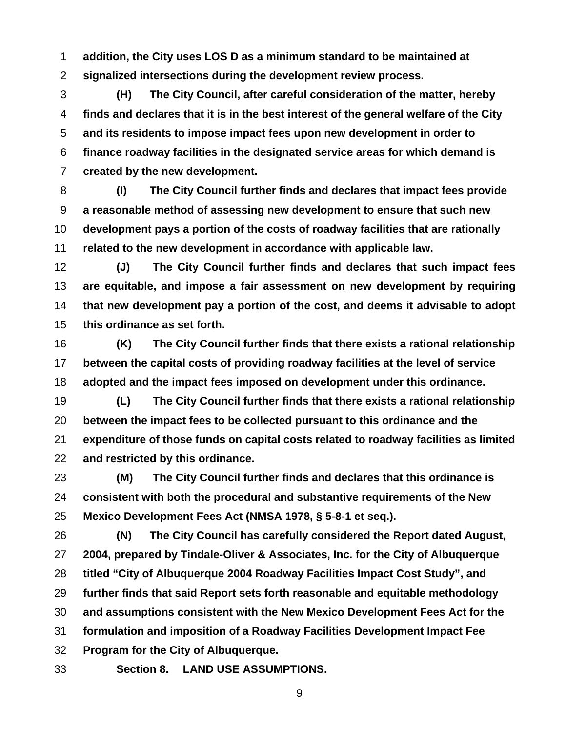**addition, the City uses LOS D as a minimum standard to be maintained at signalized intersections during the development review process.**

**(H) The City Council, after careful consideration of the matter, hereby finds and declares that it is in the best interest of the general welfare of the City and its residents to impose impact fees upon new development in order to finance roadway facilities in the designated service areas for which demand is created by the new development.**

**(I) The City Council further finds and declares that impact fees provide a reasonable method of assessing new development to ensure that such new development pays a portion of the costs of roadway facilities that are rationally related to the new development in accordance with applicable law.**

**(J) The City Council further finds and declares that such impact fees are equitable, and impose a fair assessment on new development by requiring that new development pay a portion of the cost, and deems it advisable to adopt this ordinance as set forth.**

**(K) The City Council further finds that there exists a rational relationship between the capital costs of providing roadway facilities at the level of service adopted and the impact fees imposed on development under this ordinance.**

**(L) The City Council further finds that there exists a rational relationship between the impact fees to be collected pursuant to this ordinance and the expenditure of those funds on capital costs related to roadway facilities as limited and restricted by this ordinance.**

**(M) The City Council further finds and declares that this ordinance is consistent with both the procedural and substantive requirements of the New Mexico Development Fees Act (NMSA 1978, § 5-8-1 et seq.).**

**(N) The City Council has carefully considered the Report dated August, 2004, prepared by Tindale-Oliver & Associates, Inc. for the City of Albuquerque titled "City of Albuquerque 2004 Roadway Facilities Impact Cost Study", and further finds that said Report sets forth reasonable and equitable methodology and assumptions consistent with the New Mexico Development Fees Act for the formulation and imposition of a Roadway Facilities Development Impact Fee Program for the City of Albuquerque.**

**Section 8. LAND USE ASSUMPTIONS.**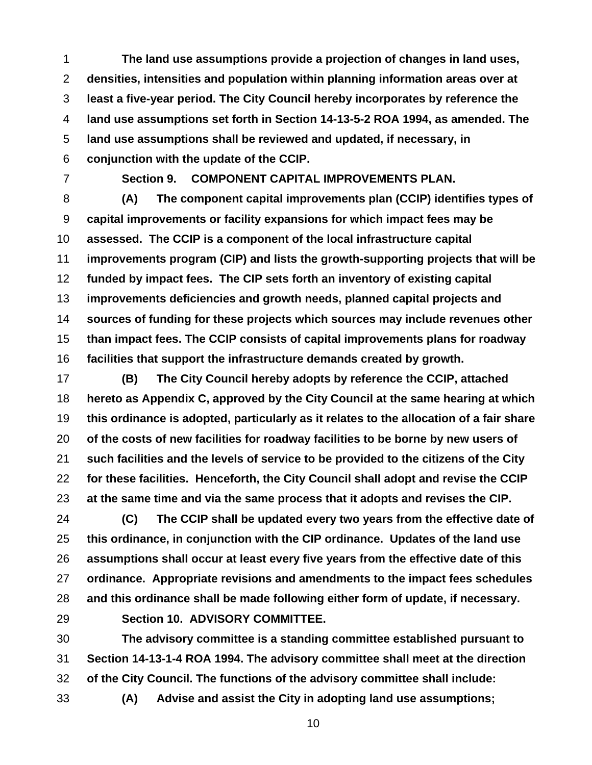**The land use assumptions provide a projection of changes in land uses, densities, intensities and population within planning information areas over at least a five-year period. The City Council hereby incorporates by reference the land use assumptions set forth in Section 14-13-5-2 ROA 1994, as amended. The land use assumptions shall be reviewed and updated, if necessary, in conjunction with the update of the CCIP.**

**Section 9. COMPONENT CAPITAL IMPROVEMENTS PLAN.**

**(A) The component capital improvements plan (CCIP) identifies types of capital improvements or facility expansions for which impact fees may be assessed. The CCIP is a component of the local infrastructure capital improvements program (CIP) and lists the growth-supporting projects that will be funded by impact fees. The CIP sets forth an inventory of existing capital improvements deficiencies and growth needs, planned capital projects and sources of funding for these projects which sources may include revenues other than impact fees. The CCIP consists of capital improvements plans for roadway facilities that support the infrastructure demands created by growth.**

**(B) The City Council hereby adopts by reference the CCIP, attached hereto as Appendix C, approved by the City Council at the same hearing at which this ordinance is adopted, particularly as it relates to the allocation of a fair share of the costs of new facilities for roadway facilities to be borne by new users of such facilities and the levels of service to be provided to the citizens of the City for these facilities. Henceforth, the City Council shall adopt and revise the CCIP at the same time and via the same process that it adopts and revises the CIP.**

**(C) The CCIP shall be updated every two years from the effective date of this ordinance, in conjunction with the CIP ordinance. Updates of the land use assumptions shall occur at least every five years from the effective date of this ordinance. Appropriate revisions and amendments to the impact fees schedules and this ordinance shall be made following either form of update, if necessary.**

**Section 10. ADVISORY COMMITTEE.**

**The advisory committee is a standing committee established pursuant to Section 14-13-1-4 ROA 1994. The advisory committee shall meet at the direction of the City Council. The functions of the advisory committee shall include:**

**(A) Advise and assist the City in adopting land use assumptions;**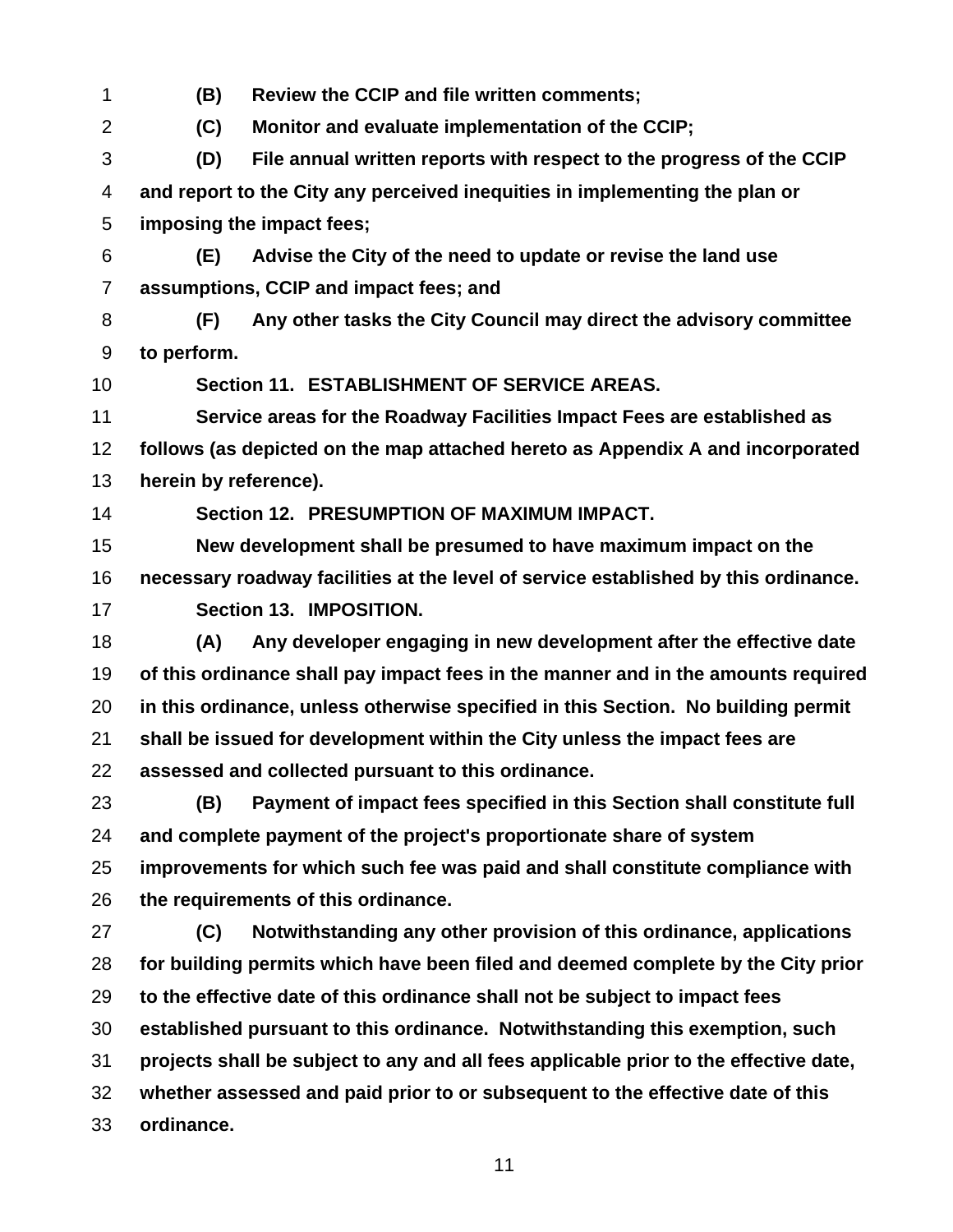**(B) Review the CCIP and file written comments;**

**(C) Monitor and evaluate implementation of the CCIP;**

**(D) File annual written reports with respect to the progress of the CCIP and report to the City any perceived inequities in implementing the plan or imposing the impact fees;**

**(E) Advise the City of the need to update or revise the land use assumptions, CCIP and impact fees; and**

**(F) Any other tasks the City Council may direct the advisory committee to perform.**

**Section 11. ESTABLISHMENT OF SERVICE AREAS.**

**Service areas for the Roadway Facilities Impact Fees are established as follows (as depicted on the map attached hereto as Appendix A and incorporated herein by reference).**

**Section 12. PRESUMPTION OF MAXIMUM IMPACT.**

**New development shall be presumed to have maximum impact on the necessary roadway facilities at the level of service established by this ordinance.**

**Section 13. IMPOSITION.**

**(A) Any developer engaging in new development after the effective date of this ordinance shall pay impact fees in the manner and in the amounts required in this ordinance, unless otherwise specified in this Section. No building permit shall be issued for development within the City unless the impact fees are assessed and collected pursuant to this ordinance.**

**(B) Payment of impact fees specified in this Section shall constitute full and complete payment of the project's proportionate share of system improvements for which such fee was paid and shall constitute compliance with the requirements of this ordinance.**

**(C) Notwithstanding any other provision of this ordinance, applications for building permits which have been filed and deemed complete by the City prior to the effective date of this ordinance shall not be subject to impact fees established pursuant to this ordinance. Notwithstanding this exemption, such projects shall be subject to any and all fees applicable prior to the effective date, whether assessed and paid prior to or subsequent to the effective date of this ordinance.**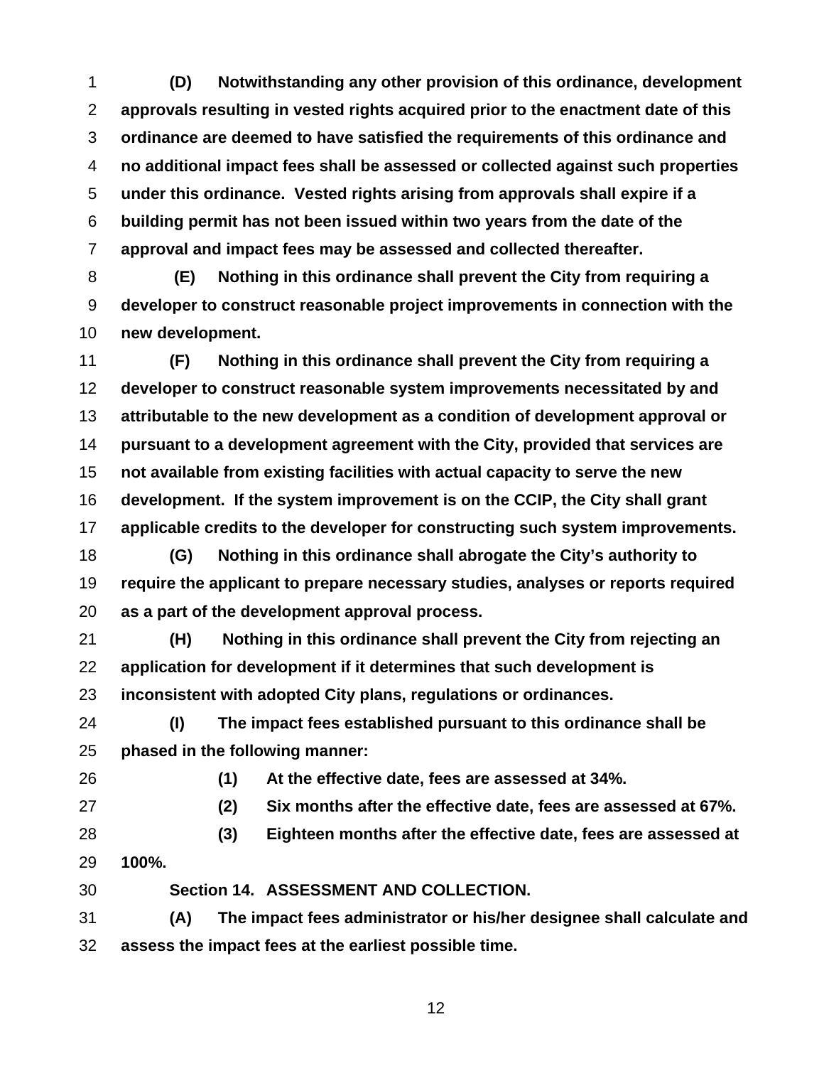**(D) Notwithstanding any other provision of this ordinance, development approvals resulting in vested rights acquired prior to the enactment date of this ordinance are deemed to have satisfied the requirements of this ordinance and no additional impact fees shall be assessed or collected against such properties under this ordinance. Vested rights arising from approvals shall expire if a building permit has not been issued within two years from the date of the approval and impact fees may be assessed and collected thereafter.**

**(E) Nothing in this ordinance shall prevent the City from requiring a developer to construct reasonable project improvements in connection with the new development.**

**(F) Nothing in this ordinance shall prevent the City from requiring a developer to construct reasonable system improvements necessitated by and attributable to the new development as a condition of development approval or pursuant to a development agreement with the City, provided that services are not available from existing facilities with actual capacity to serve the new development. If the system improvement is on the CCIP, the City shall grant applicable credits to the developer for constructing such system improvements.**

**(G) Nothing in this ordinance shall abrogate the City's authority to require the applicant to prepare necessary studies, analyses or reports required as a part of the development approval process.**

**(H) Nothing in this ordinance shall prevent the City from rejecting an application for development if it determines that such development is inconsistent with adopted City plans, regulations or ordinances.**

**(I) The impact fees established pursuant to this ordinance shall be phased in the following manner:**

**(1) At the effective date, fees are assessed at 34%.**

**(2) Six months after the effective date, fees are assessed at 67%.**

**(3) Eighteen months after the effective date, fees are assessed at 100%.**

**Section 14. ASSESSMENT AND COLLECTION.**

**(A) The impact fees administrator or his/her designee shall calculate and assess the impact fees at the earliest possible time.**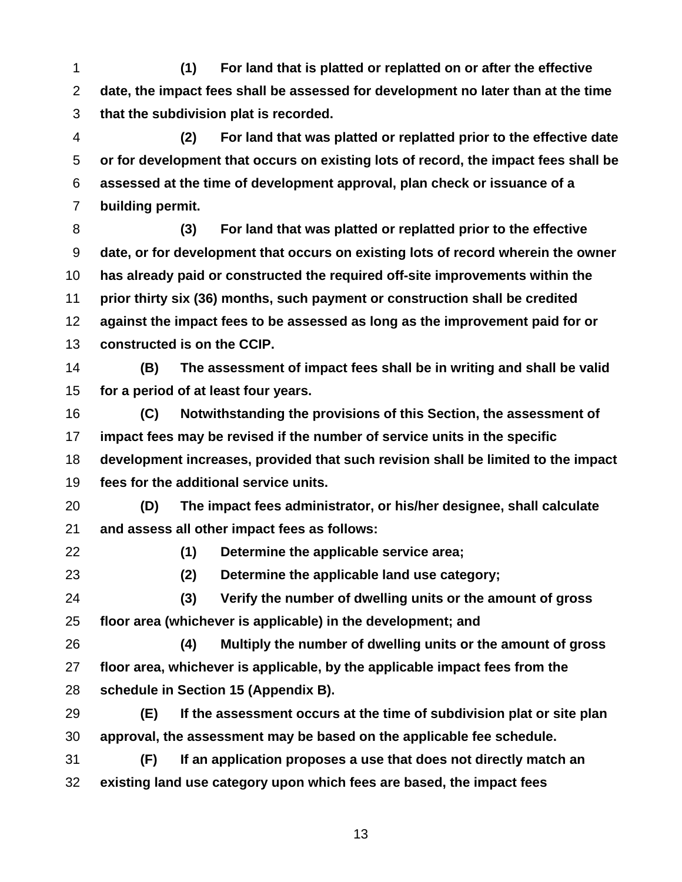**(1) For land that is platted or replatted on or after the effective date, the impact fees shall be assessed for development no later than at the time that the subdivision plat is recorded.**

**(2) For land that was platted or replatted prior to the effective date or for development that occurs on existing lots of record, the impact fees shall be assessed at the time of development approval, plan check or issuance of a building permit.**

**(3) For land that was platted or replatted prior to the effective date, or for development that occurs on existing lots of record wherein the owner has already paid or constructed the required off-site improvements within the prior thirty six (36) months, such payment or construction shall be credited against the impact fees to be assessed as long as the improvement paid for or constructed is on the CCIP.**

**(B) The assessment of impact fees shall be in writing and shall be valid for a period of at least four years.**

**(C) Notwithstanding the provisions of this Section, the assessment of impact fees may be revised if the number of service units in the specific development increases, provided that such revision shall be limited to the impact fees for the additional service units.**

**(D) The impact fees administrator, or his/her designee, shall calculate and assess all other impact fees as follows:**

**(1) Determine the applicable service area;**

**(2) Determine the applicable land use category;**

**(3) Verify the number of dwelling units or the amount of gross floor area (whichever is applicable) in the development; and**

**(4) Multiply the number of dwelling units or the amount of gross floor area, whichever is applicable, by the applicable impact fees from the schedule in Section 15 (Appendix B).**

**(E) If the assessment occurs at the time of subdivision plat or site plan approval, the assessment may be based on the applicable fee schedule.**

**(F) If an application proposes a use that does not directly match an existing land use category upon which fees are based, the impact fees**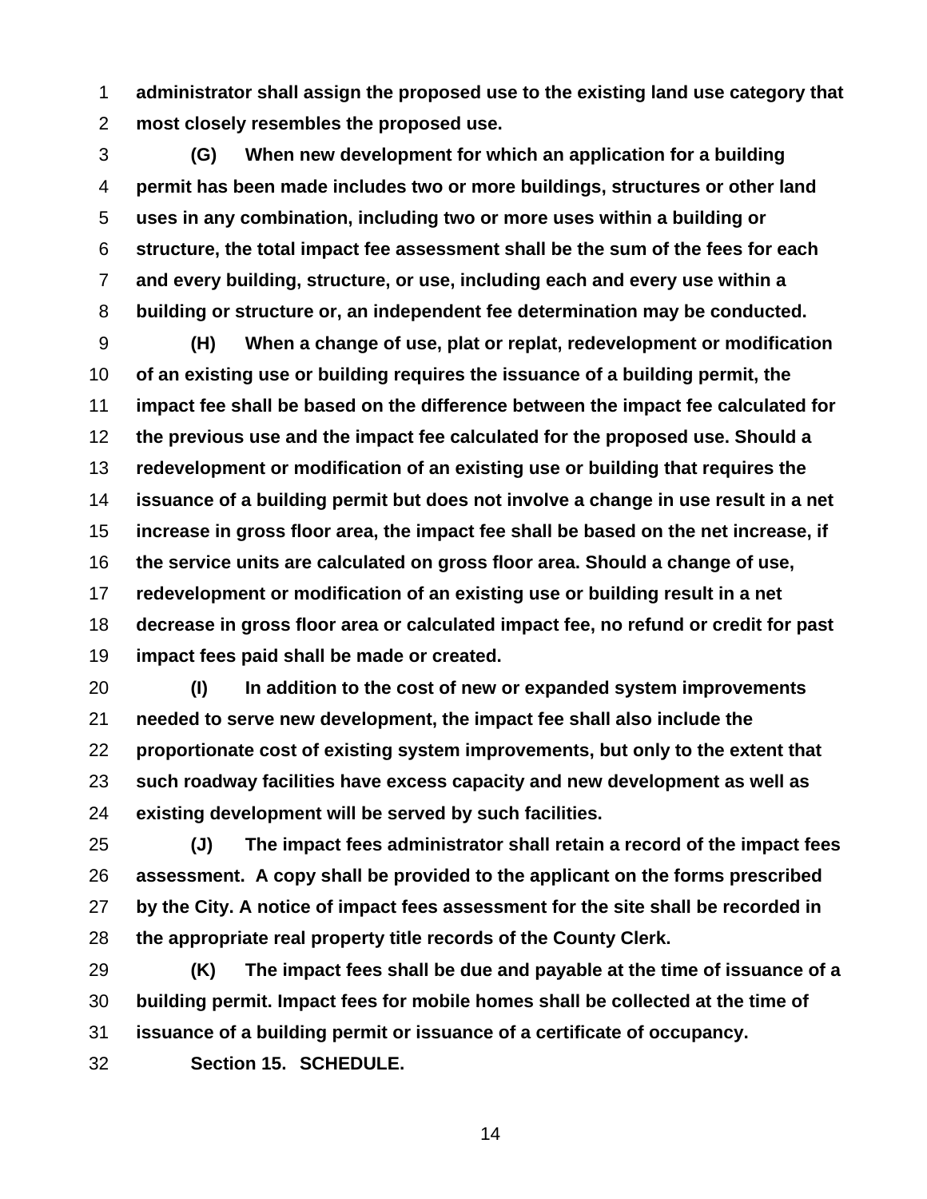**administrator shall assign the proposed use to the existing land use category that most closely resembles the proposed use.**

**(G) When new development for which an application for a building permit has been made includes two or more buildings, structures or other land uses in any combination, including two or more uses within a building or structure, the total impact fee assessment shall be the sum of the fees for each and every building, structure, or use, including each and every use within a building or structure or, an independent fee determination may be conducted.**

**(H) When a change of use, plat or replat, redevelopment or modification of an existing use or building requires the issuance of a building permit, the impact fee shall be based on the difference between the impact fee calculated for the previous use and the impact fee calculated for the proposed use. Should a redevelopment or modification of an existing use or building that requires the issuance of a building permit but does not involve a change in use result in a net increase in gross floor area, the impact fee shall be based on the net increase, if the service units are calculated on gross floor area. Should a change of use, redevelopment or modification of an existing use or building result in a net decrease in gross floor area or calculated impact fee, no refund or credit for past impact fees paid shall be made or created.**

**(I) In addition to the cost of new or expanded system improvements needed to serve new development, the impact fee shall also include the proportionate cost of existing system improvements, but only to the extent that such roadway facilities have excess capacity and new development as well as existing development will be served by such facilities.**

**(J) The impact fees administrator shall retain a record of the impact fees assessment. A copy shall be provided to the applicant on the forms prescribed by the City. A notice of impact fees assessment for the site shall be recorded in the appropriate real property title records of the County Clerk.**

**(K) The impact fees shall be due and payable at the time of issuance of a building permit. Impact fees for mobile homes shall be collected at the time of issuance of a building permit or issuance of a certificate of occupancy.**

**Section 15. SCHEDULE.**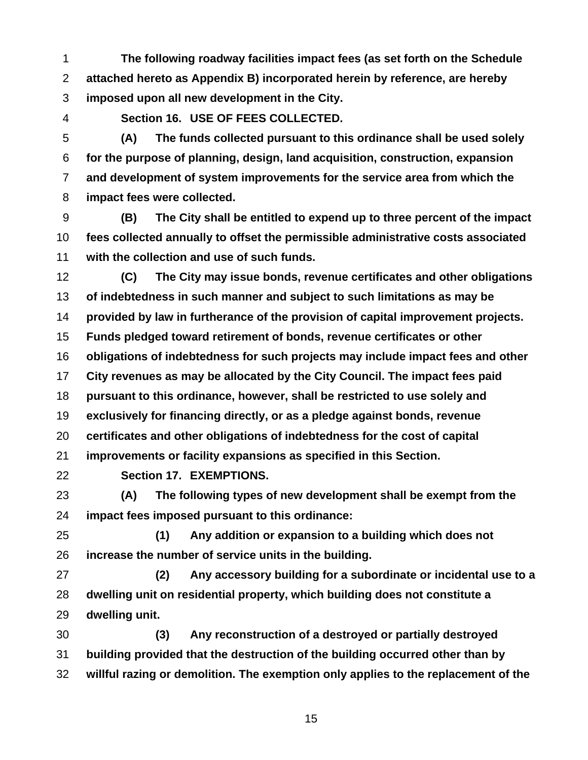**The following roadway facilities impact fees (as set forth on the Schedule attached hereto as Appendix B) incorporated herein by reference, are hereby imposed upon all new development in the City.**

**Section 16. USE OF FEES COLLECTED.**

**(A) The funds collected pursuant to this ordinance shall be used solely for the purpose of planning, design, land acquisition, construction, expansion and development of system improvements for the service area from which the impact fees were collected.**

**(B) The City shall be entitled to expend up to three percent of the impact fees collected annually to offset the permissible administrative costs associated with the collection and use of such funds.**

**(C) The City may issue bonds, revenue certificates and other obligations of indebtedness in such manner and subject to such limitations as may be provided by law in furtherance of the provision of capital improvement projects. Funds pledged toward retirement of bonds, revenue certificates or other obligations of indebtedness for such projects may include impact fees and other City revenues as may be allocated by the City Council. The impact fees paid pursuant to this ordinance, however, shall be restricted to use solely and exclusively for financing directly, or as a pledge against bonds, revenue certificates and other obligations of indebtedness for the cost of capital improvements or facility expansions as specified in this Section.**

**Section 17. EXEMPTIONS.**

**(A) The following types of new development shall be exempt from the impact fees imposed pursuant to this ordinance:**

**(1) Any addition or expansion to a building which does not increase the number of service units in the building.**

**(2) Any accessory building for a subordinate or incidental use to a dwelling unit on residential property, which building does not constitute a dwelling unit.**

**(3) Any reconstruction of a destroyed or partially destroyed building provided that the destruction of the building occurred other than by willful razing or demolition. The exemption only applies to the replacement of the**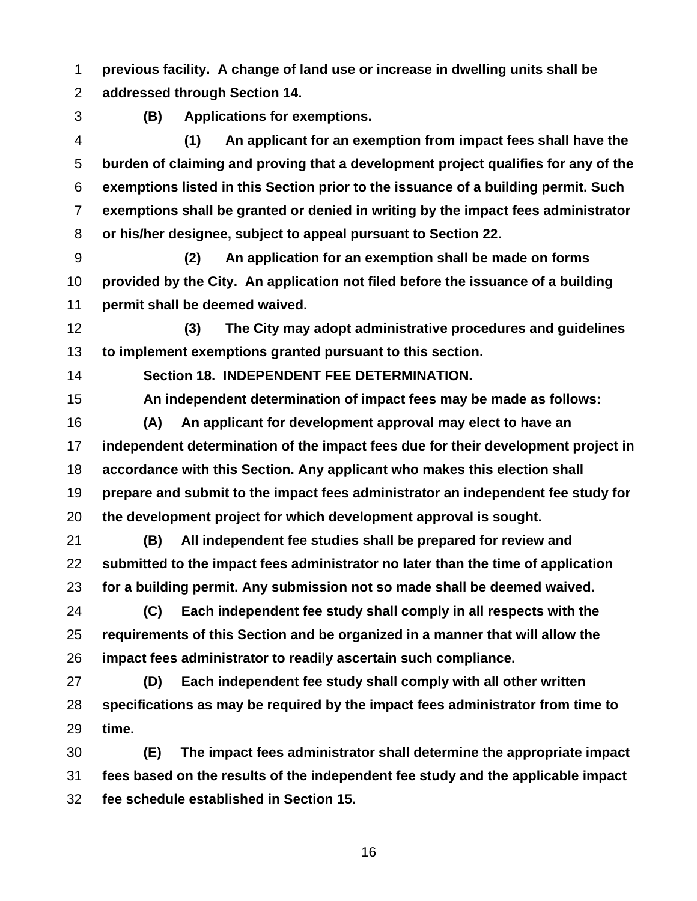**previous facility. A change of land use or increase in dwelling units shall be addressed through Section 14.**

**(B) Applications for exemptions.**

**(1) An applicant for an exemption from impact fees shall have the burden of claiming and proving that a development project qualifies for any of the exemptions listed in this Section prior to the issuance of a building permit. Such exemptions shall be granted or denied in writing by the impact fees administrator or his/her designee, subject to appeal pursuant to Section 22.**

**(2) An application for an exemption shall be made on forms provided by the City. An application not filed before the issuance of a building permit shall be deemed waived.**

**(3) The City may adopt administrative procedures and guidelines to implement exemptions granted pursuant to this section.**

**Section 18. INDEPENDENT FEE DETERMINATION.**

**An independent determination of impact fees may be made as follows:**

**(A) An applicant for development approval may elect to have an independent determination of the impact fees due for their development project in accordance with this Section. Any applicant who makes this election shall prepare and submit to the impact fees administrator an independent fee study for the development project for which development approval is sought.**

**(B) All independent fee studies shall be prepared for review and submitted to the impact fees administrator no later than the time of application for a building permit. Any submission not so made shall be deemed waived.**

**(C) Each independent fee study shall comply in all respects with the requirements of this Section and be organized in a manner that will allow the impact fees administrator to readily ascertain such compliance.**

**(D) Each independent fee study shall comply with all other written specifications as may be required by the impact fees administrator from time to time.**

**(E) The impact fees administrator shall determine the appropriate impact fees based on the results of the independent fee study and the applicable impact fee schedule established in Section 15.**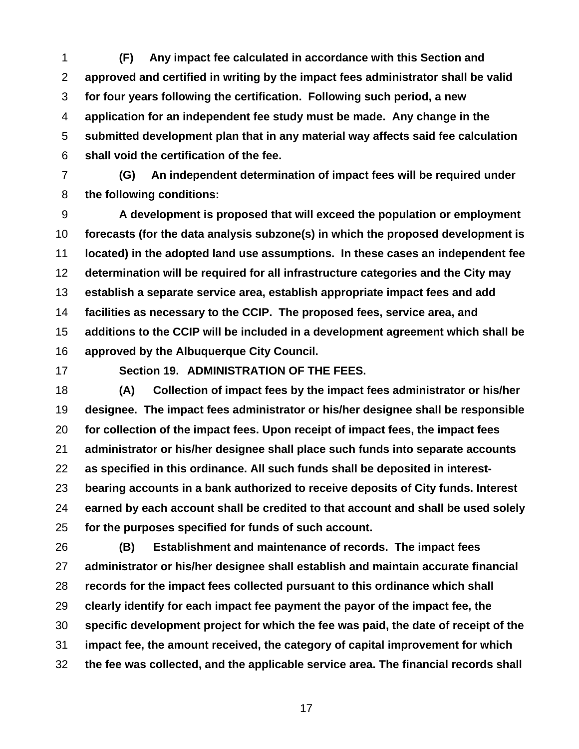**(F) Any impact fee calculated in accordance with this Section and approved and certified in writing by the impact fees administrator shall be valid for four years following the certification. Following such period, a new application for an independent fee study must be made. Any change in the submitted development plan that in any material way affects said fee calculation shall void the certification of the fee.**

**(G) An independent determination of impact fees will be required under the following conditions:**

**A development is proposed that will exceed the population or employment forecasts (for the data analysis subzone(s) in which the proposed development is located) in the adopted land use assumptions. In these cases an independent fee determination will be required for all infrastructure categories and the City may establish a separate service area, establish appropriate impact fees and add facilities as necessary to the CCIP. The proposed fees, service area, and additions to the CCIP will be included in a development agreement which shall be approved by the Albuquerque City Council.**

**Section 19. ADMINISTRATION OF THE FEES.**

**(A) Collection of impact fees by the impact fees administrator or his/her designee. The impact fees administrator or his/her designee shall be responsible for collection of the impact fees. Upon receipt of impact fees, the impact fees administrator or his/her designee shall place such funds into separate accounts as specified in this ordinance. All such funds shall be deposited in interest-bearing accounts in a bank authorized to receive deposits of City funds. Interest earned by each account shall be credited to that account and shall be used solely for the purposes specified for funds of such account.**

**(B) Establishment and maintenance of records. The impact fees administrator or his/her designee shall establish and maintain accurate financial records for the impact fees collected pursuant to this ordinance which shall clearly identify for each impact fee payment the payor of the impact fee, the specific development project for which the fee was paid, the date of receipt of the impact fee, the amount received, the category of capital improvement for which the fee was collected, and the applicable service area. The financial records shall**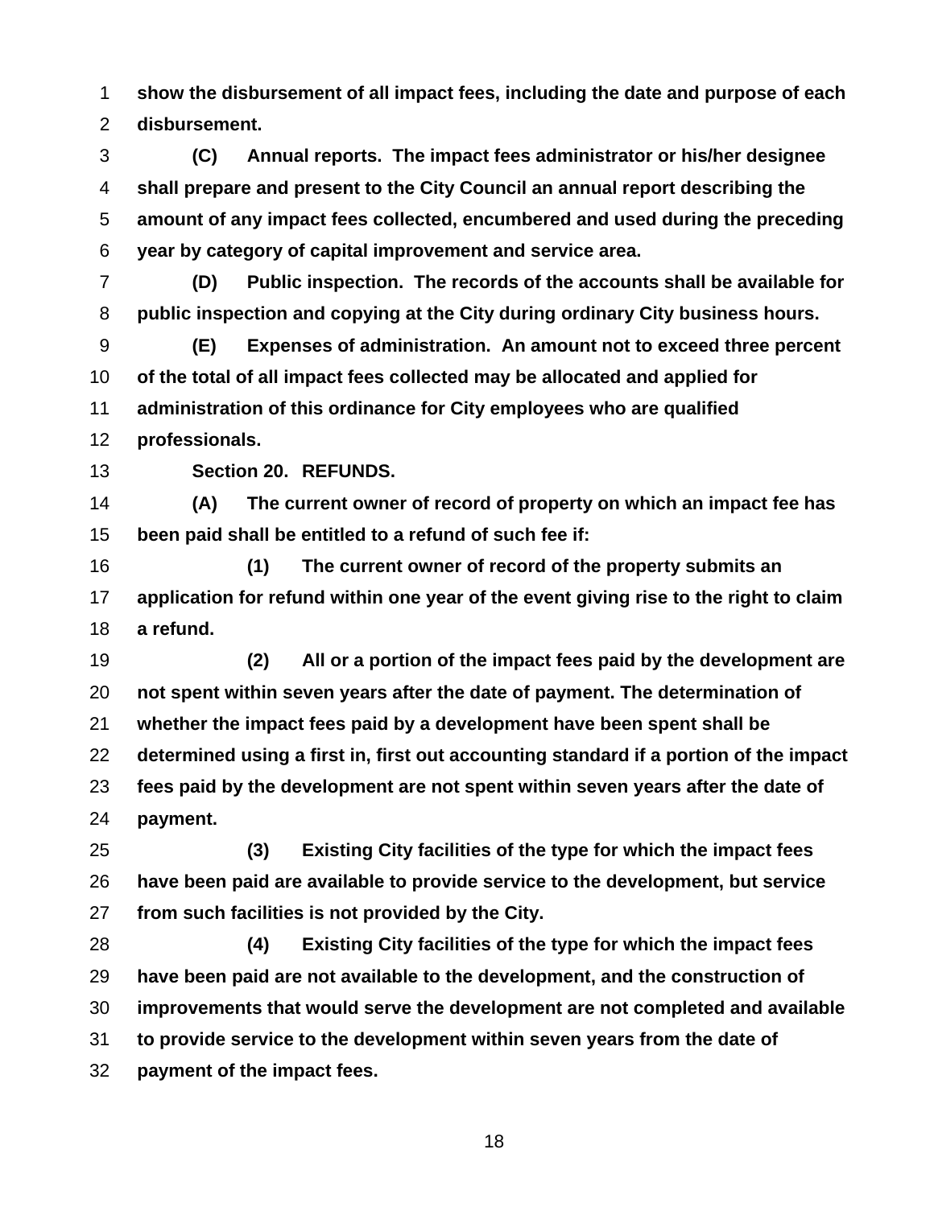**show the disbursement of all impact fees, including the date and purpose of each disbursement.**

**(C) Annual reports. The impact fees administrator or his/her designee shall prepare and present to the City Council an annual report describing the amount of any impact fees collected, encumbered and used during the preceding year by category of capital improvement and service area.**

**(D) Public inspection. The records of the accounts shall be available for public inspection and copying at the City during ordinary City business hours.**

**(E) Expenses of administration. An amount not to exceed three percent of the total of all impact fees collected may be allocated and applied for administration of this ordinance for City employees who are qualified professionals.**

**Section 20. REFUNDS.**

**(A) The current owner of record of property on which an impact fee has been paid shall be entitled to a refund of such fee if:**

**(1) The current owner of record of the property submits an application for refund within one year of the event giving rise to the right to claim a refund.**

**(2) All or a portion of the impact fees paid by the development are not spent within seven years after the date of payment. The determination of whether the impact fees paid by a development have been spent shall be determined using a first in, first out accounting standard if a portion of the impact fees paid by the development are not spent within seven years after the date of payment.**

**(3) Existing City facilities of the type for which the impact fees have been paid are available to provide service to the development, but service from such facilities is not provided by the City.**

**(4) Existing City facilities of the type for which the impact fees have been paid are not available to the development, and the construction of improvements that would serve the development are not completed and available to provide service to the development within seven years from the date of payment of the impact fees.**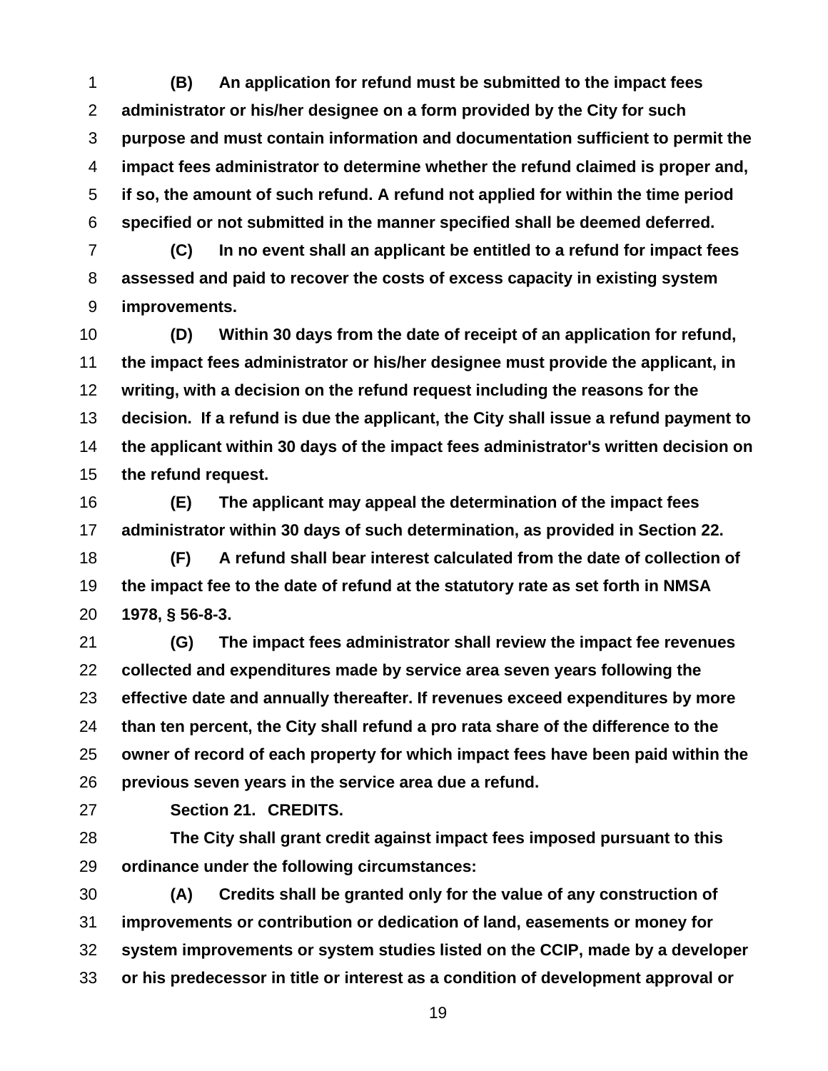**(B) An application for refund must be submitted to the impact fees administrator or his/her designee on a form provided by the City for such purpose and must contain information and documentation sufficient to permit the impact fees administrator to determine whether the refund claimed is proper and, if so, the amount of such refund. A refund not applied for within the time period specified or not submitted in the manner specified shall be deemed deferred.**

**(C) In no event shall an applicant be entitled to a refund for impact fees assessed and paid to recover the costs of excess capacity in existing system improvements.**

**(D) Within 30 days from the date of receipt of an application for refund, the impact fees administrator or his/her designee must provide the applicant, in writing, with a decision on the refund request including the reasons for the decision. If a refund is due the applicant, the City shall issue a refund payment to the applicant within 30 days of the impact fees administrator's written decision on the refund request.**

**(E) The applicant may appeal the determination of the impact fees administrator within 30 days of such determination, as provided in Section 22.**

**(F) A refund shall bear interest calculated from the date of collection of the impact fee to the date of refund at the statutory rate as set forth in NMSA 1978, § 56-8-3.**

**(G) The impact fees administrator shall review the impact fee revenues collected and expenditures made by service area seven years following the effective date and annually thereafter. If revenues exceed expenditures by more than ten percent, the City shall refund a pro rata share of the difference to the owner of record of each property for which impact fees have been paid within the previous seven years in the service area due a refund.**

**Section 21. CREDITS.**

**The City shall grant credit against impact fees imposed pursuant to this ordinance under the following circumstances:**

**(A) Credits shall be granted only for the value of any construction of improvements or contribution or dedication of land, easements or money for system improvements or system studies listed on the CCIP, made by a developer or his predecessor in title or interest as a condition of development approval or**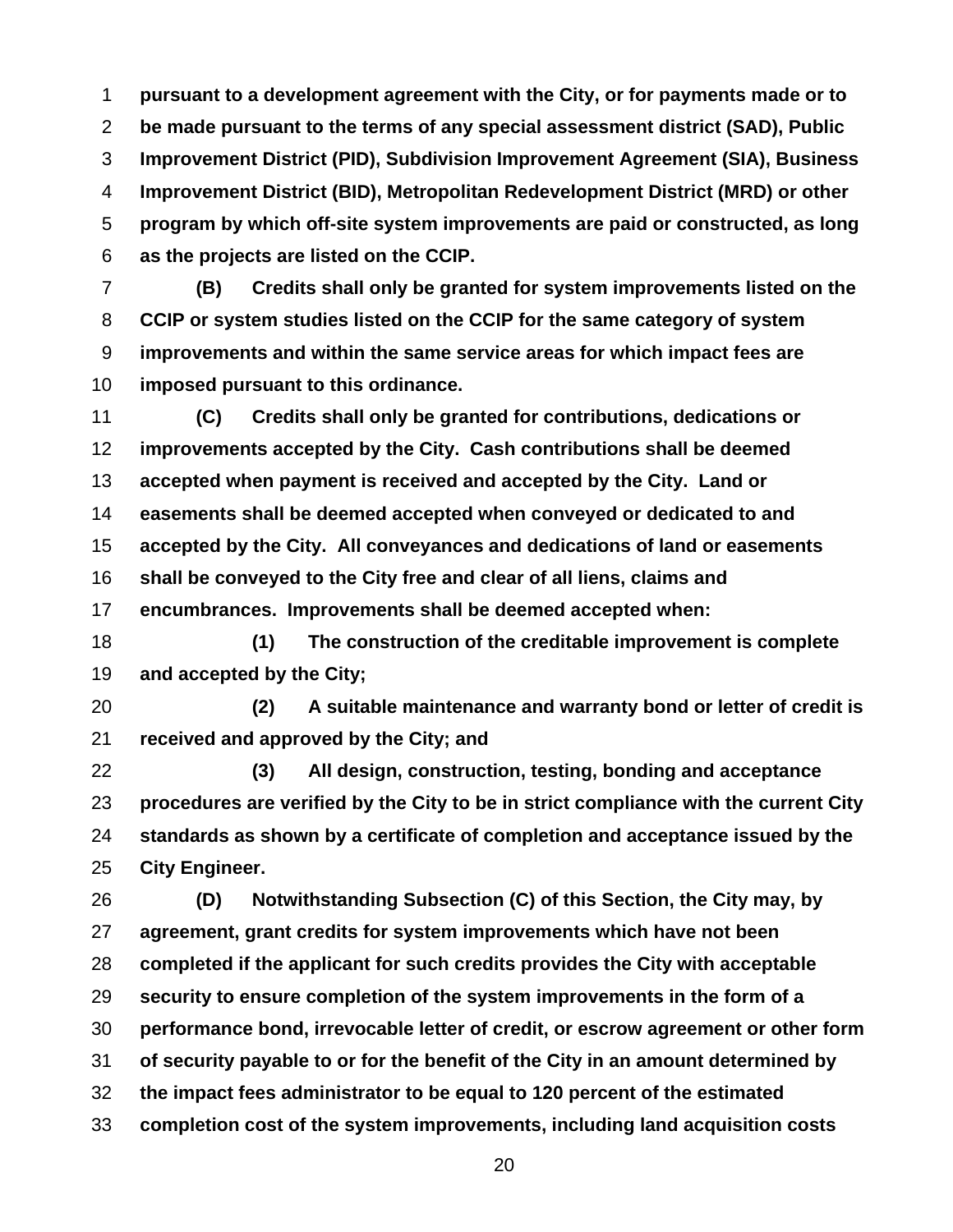**pursuant to a development agreement with the City, or for payments made or to be made pursuant to the terms of any special assessment district (SAD), Public Improvement District (PID), Subdivision Improvement Agreement (SIA), Business Improvement District (BID), Metropolitan Redevelopment District (MRD) or other program by which off-site system improvements are paid or constructed, as long as the projects are listed on the CCIP.**

**(B) Credits shall only be granted for system improvements listed on the CCIP or system studies listed on the CCIP for the same category of system improvements and within the same service areas for which impact fees are imposed pursuant to this ordinance.**

**(C) Credits shall only be granted for contributions, dedications or improvements accepted by the City. Cash contributions shall be deemed accepted when payment is received and accepted by the City. Land or easements shall be deemed accepted when conveyed or dedicated to and accepted by the City. All conveyances and dedications of land or easements shall be conveyed to the City free and clear of all liens, claims and encumbrances. Improvements shall be deemed accepted when:**

**(1) The construction of the creditable improvement is complete and accepted by the City;**

**(2) A suitable maintenance and warranty bond or letter of credit is received and approved by the City; and**

**(3) All design, construction, testing, bonding and acceptance procedures are verified by the City to be in strict compliance with the current City standards as shown by a certificate of completion and acceptance issued by the City Engineer.**

**(D) Notwithstanding Subsection (C) of this Section, the City may, by agreement, grant credits for system improvements which have not been completed if the applicant for such credits provides the City with acceptable security to ensure completion of the system improvements in the form of a performance bond, irrevocable letter of credit, or escrow agreement or other form of security payable to or for the benefit of the City in an amount determined by the impact fees administrator to be equal to 120 percent of the estimated completion cost of the system improvements, including land acquisition costs**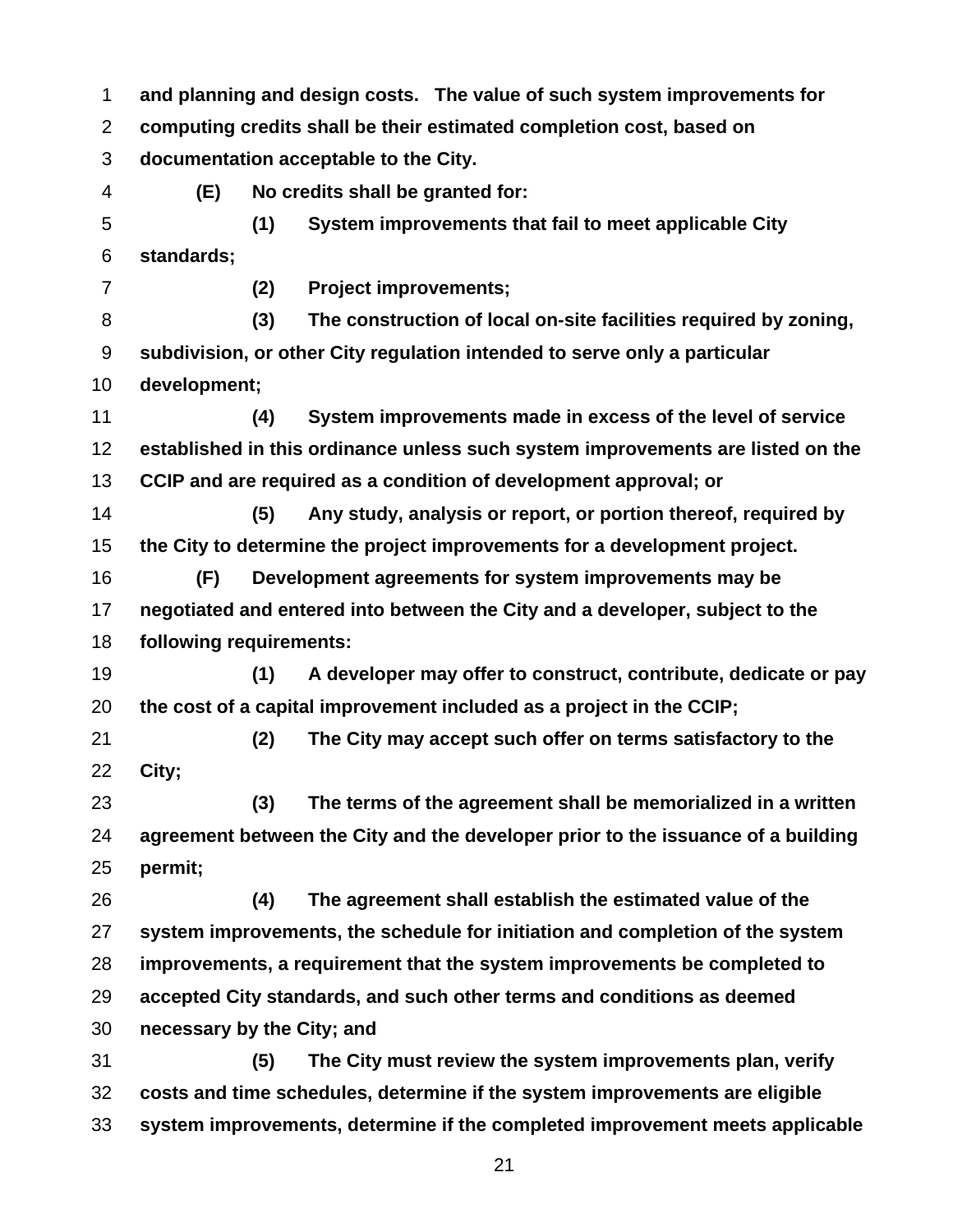**and planning and design costs. The value of such system improvements for computing credits shall be their estimated completion cost, based on documentation acceptable to the City.**

**(E) No credits shall be granted for:**

**(1) System improvements that fail to meet applicable City standards;**

**(2) Project improvements;**

**(3) The construction of local on-site facilities required by zoning, subdivision, or other City regulation intended to serve only a particular development;**

**(4) System improvements made in excess of the level of service established in this ordinance unless such system improvements are listed on the CCIP and are required as a condition of development approval; or**

**(5) Any study, analysis or report, or portion thereof, required by the City to determine the project improvements for a development project.**

**(F) Development agreements for system improvements may be negotiated and entered into between the City and a developer, subject to the following requirements:**

**(1) A developer may offer to construct, contribute, dedicate or pay the cost of a capital improvement included as a project in the CCIP;**

**(2) The City may accept such offer on terms satisfactory to the City;**

**(3) The terms of the agreement shall be memorialized in a written agreement between the City and the developer prior to the issuance of a building permit;**

**(4) The agreement shall establish the estimated value of the system improvements, the schedule for initiation and completion of the system improvements, a requirement that the system improvements be completed to accepted City standards, and such other terms and conditions as deemed necessary by the City; and**

**(5) The City must review the system improvements plan, verify costs and time schedules, determine if the system improvements are eligible system improvements, determine if the completed improvement meets applicable**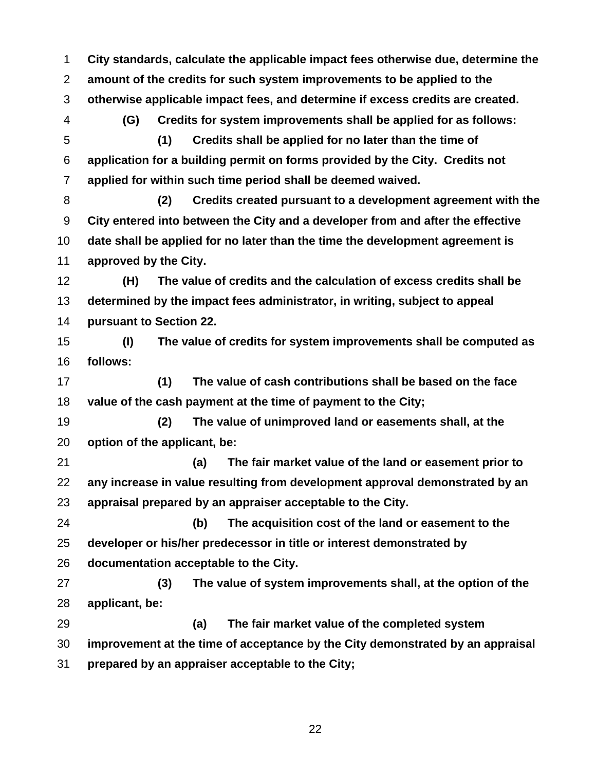**City standards, calculate the applicable impact fees otherwise due, determine the amount of the credits for such system improvements to be applied to the otherwise applicable impact fees, and determine if excess credits are created.**

**(G) Credits for system improvements shall be applied for as follows:**

**(1) Credits shall be applied for no later than the time of application for a building permit on forms provided by the City. Credits not applied for within such time period shall be deemed waived.**

**(2) Credits created pursuant to a development agreement with the City entered into between the City and a developer from and after the effective date shall be applied for no later than the time the development agreement is approved by the City.**

**(H) The value of credits and the calculation of excess credits shall be determined by the impact fees administrator, in writing, subject to appeal pursuant to Section 22.**

**(I) The value of credits for system improvements shall be computed as follows:**

**(1) The value of cash contributions shall be based on the face value of the cash payment at the time of payment to the City;**

**(2) The value of unimproved land or easements shall, at the option of the applicant, be:**

**(a) The fair market value of the land or easement prior to any increase in value resulting from development approval demonstrated by an appraisal prepared by an appraiser acceptable to the City.**

**(b) The acquisition cost of the land or easement to the developer or his/her predecessor in title or interest demonstrated by documentation acceptable to the City.**

**(3) The value of system improvements shall, at the option of the applicant, be:**

**(a) The fair market value of the completed system improvement at the time of acceptance by the City demonstrated by an appraisal prepared by an appraiser acceptable to the City;**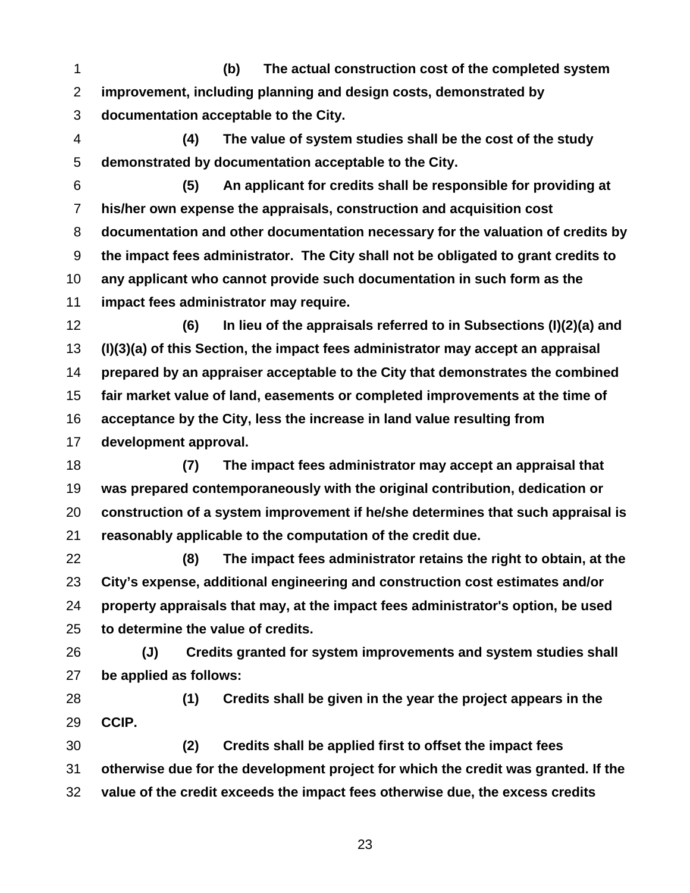**(b) The actual construction cost of the completed system improvement, including planning and design costs, demonstrated by documentation acceptable to the City.**

**(4) The value of system studies shall be the cost of the study demonstrated by documentation acceptable to the City.**

**(5) An applicant for credits shall be responsible for providing at his/her own expense the appraisals, construction and acquisition cost documentation and other documentation necessary for the valuation of credits by the impact fees administrator. The City shall not be obligated to grant credits to any applicant who cannot provide such documentation in such form as the impact fees administrator may require.**

**(6) In lieu of the appraisals referred to in Subsections (I)(2)(a) and (I)(3)(a) of this Section, the impact fees administrator may accept an appraisal prepared by an appraiser acceptable to the City that demonstrates the combined fair market value of land, easements or completed improvements at the time of acceptance by the City, less the increase in land value resulting from development approval.**

**(7) The impact fees administrator may accept an appraisal that was prepared contemporaneously with the original contribution, dedication or construction of a system improvement if he/she determines that such appraisal is reasonably applicable to the computation of the credit due.**

**(8) The impact fees administrator retains the right to obtain, at the City's expense, additional engineering and construction cost estimates and/or property appraisals that may, at the impact fees administrator's option, be used to determine the value of credits.**

**(J) Credits granted for system improvements and system studies shall be applied as follows:**

**(1) Credits shall be given in the year the project appears in the CCIP.**

**(2) Credits shall be applied first to offset the impact fees otherwise due for the development project for which the credit was granted. If the value of the credit exceeds the impact fees otherwise due, the excess credits**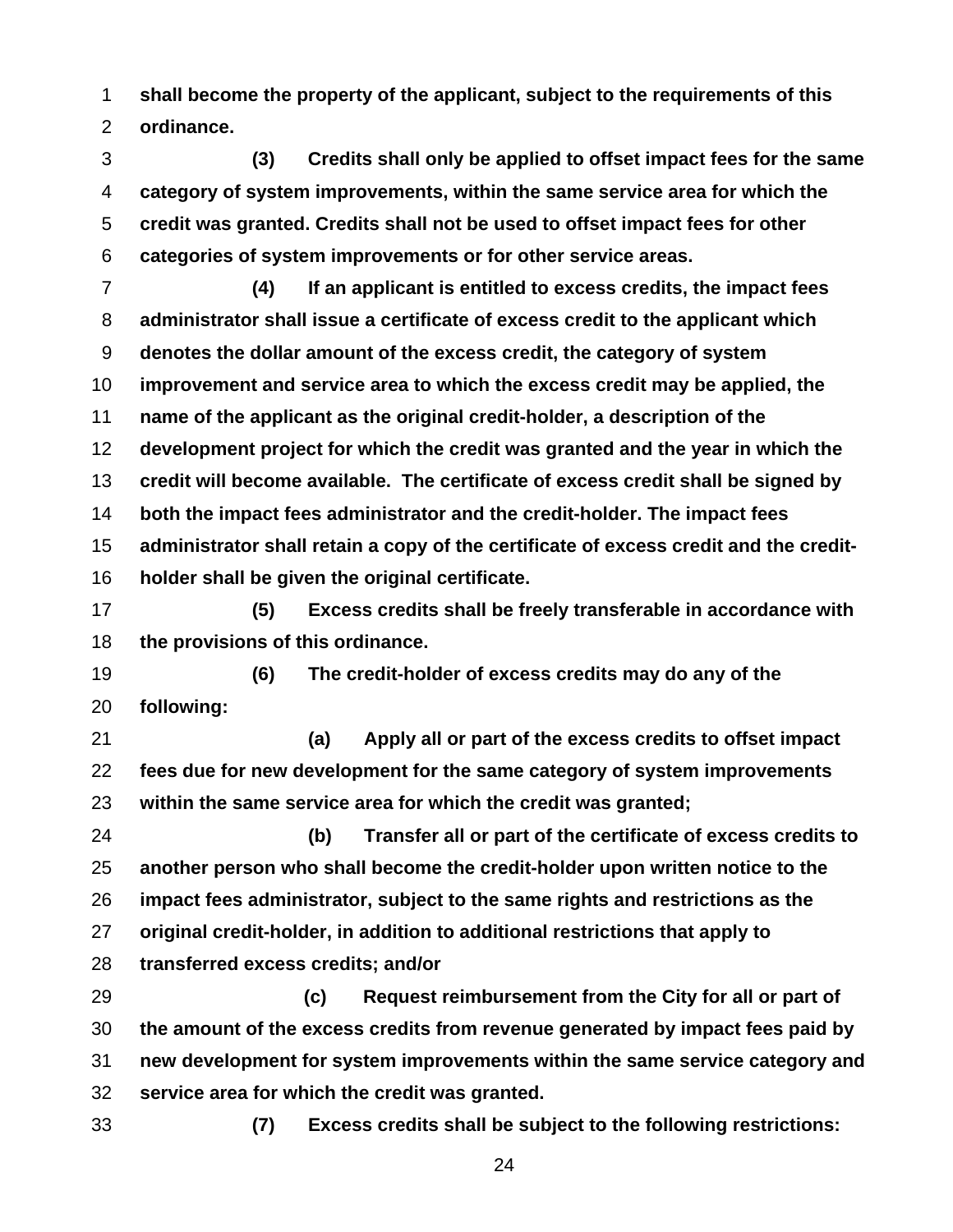**shall become the property of the applicant, subject to the requirements of this ordinance.**

**(3) Credits shall only be applied to offset impact fees for the same category of system improvements, within the same service area for which the credit was granted. Credits shall not be used to offset impact fees for other categories of system improvements or for other service areas.**

**(4) If an applicant is entitled to excess credits, the impact fees administrator shall issue a certificate of excess credit to the applicant which denotes the dollar amount of the excess credit, the category of system improvement and service area to which the excess credit may be applied, the name of the applicant as the original credit-holder, a description of the development project for which the credit was granted and the year in which the credit will become available. The certificate of excess credit shall be signed by both the impact fees administrator and the credit-holder. The impact fees administrator shall retain a copy of the certificate of excess credit and the credit-holder shall be given the original certificate.**

**(5) Excess credits shall be freely transferable in accordance with the provisions of this ordinance.**

**(6) The credit-holder of excess credits may do any of the following:**

**(a) Apply all or part of the excess credits to offset impact fees due for new development for the same category of system improvements within the same service area for which the credit was granted;**

**(b) Transfer all or part of the certificate of excess credits to another person who shall become the credit-holder upon written notice to the impact fees administrator, subject to the same rights and restrictions as the original credit-holder, in addition to additional restrictions that apply to transferred excess credits; and/or**

**(c) Request reimbursement from the City for all or part of the amount of the excess credits from revenue generated by impact fees paid by new development for system improvements within the same service category and service area for which the credit was granted.**

**(7) Excess credits shall be subject to the following restrictions:**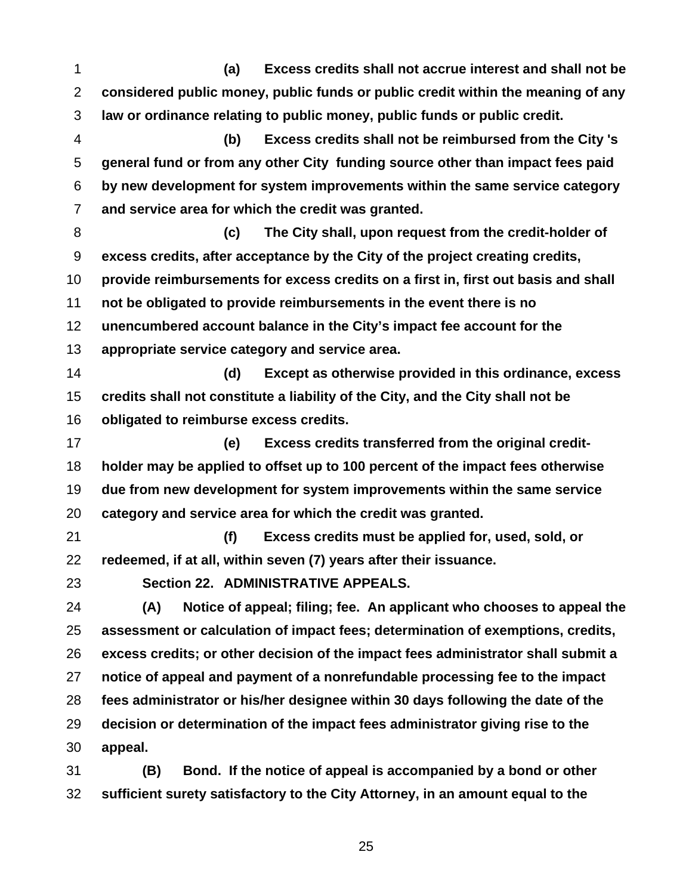**(a) Excess credits shall not accrue interest and shall not be considered public money, public funds or public credit within the meaning of any law or ordinance relating to public money, public funds or public credit.**

**(b) Excess credits shall not be reimbursed from the City 's general fund or from any other City funding source other than impact fees paid by new development for system improvements within the same service category and service area for which the credit was granted.**

**(c) The City shall, upon request from the credit-holder of excess credits, after acceptance by the City of the project creating credits, provide reimbursements for excess credits on a first in, first out basis and shall not be obligated to provide reimbursements in the event there is no unencumbered account balance in the City's impact fee account for the appropriate service category and service area.**

**(d) Except as otherwise provided in this ordinance, excess credits shall not constitute a liability of the City, and the City shall not be obligated to reimburse excess credits.**

**(e) Excess credits transferred from the original credit-holder may be applied to offset up to 100 percent of the impact fees otherwise due from new development for system improvements within the same service category and service area for which the credit was granted.**

**(f) Excess credits must be applied for, used, sold, or redeemed, if at all, within seven (7) years after their issuance.**

**Section 22. ADMINISTRATIVE APPEALS.**

**(A) Notice of appeal; filing; fee. An applicant who chooses to appeal the assessment or calculation of impact fees; determination of exemptions, credits, excess credits; or other decision of the impact fees administrator shall submit a notice of appeal and payment of a nonrefundable processing fee to the impact fees administrator or his/her designee within 30 days following the date of the decision or determination of the impact fees administrator giving rise to the appeal.**

**(B) Bond. If the notice of appeal is accompanied by a bond or other sufficient surety satisfactory to the City Attorney, in an amount equal to the**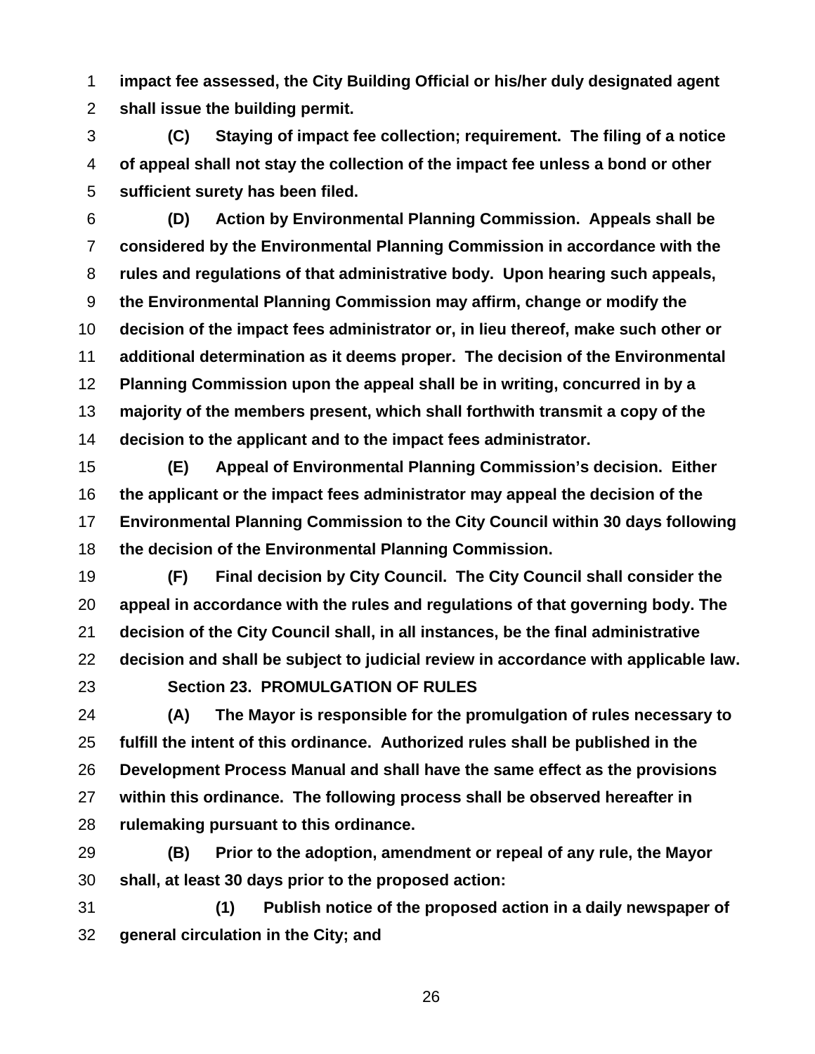**impact fee assessed, the City Building Official or his/her duly designated agent shall issue the building permit.**

**(C) Staying of impact fee collection; requirement. The filing of a notice of appeal shall not stay the collection of the impact fee unless a bond or other sufficient surety has been filed.**

**(D) Action by Environmental Planning Commission. Appeals shall be considered by the Environmental Planning Commission in accordance with the rules and regulations of that administrative body. Upon hearing such appeals, the Environmental Planning Commission may affirm, change or modify the decision of the impact fees administrator or, in lieu thereof, make such other or additional determination as it deems proper. The decision of the Environmental Planning Commission upon the appeal shall be in writing, concurred in by a majority of the members present, which shall forthwith transmit a copy of the decision to the applicant and to the impact fees administrator.**

**(E) Appeal of Environmental Planning Commission's decision. Either the applicant or the impact fees administrator may appeal the decision of the Environmental Planning Commission to the City Council within 30 days following the decision of the Environmental Planning Commission.**

**(F) Final decision by City Council. The City Council shall consider the appeal in accordance with the rules and regulations of that governing body. The decision of the City Council shall, in all instances, be the final administrative decision and shall be subject to judicial review in accordance with applicable law.**

**Section 23. PROMULGATION OF RULES**

**(A) The Mayor is responsible for the promulgation of rules necessary to fulfill the intent of this ordinance. Authorized rules shall be published in the Development Process Manual and shall have the same effect as the provisions within this ordinance. The following process shall be observed hereafter in rulemaking pursuant to this ordinance.**

**(B) Prior to the adoption, amendment or repeal of any rule, the Mayor shall, at least 30 days prior to the proposed action:**

**(1) Publish notice of the proposed action in a daily newspaper of general circulation in the City; and**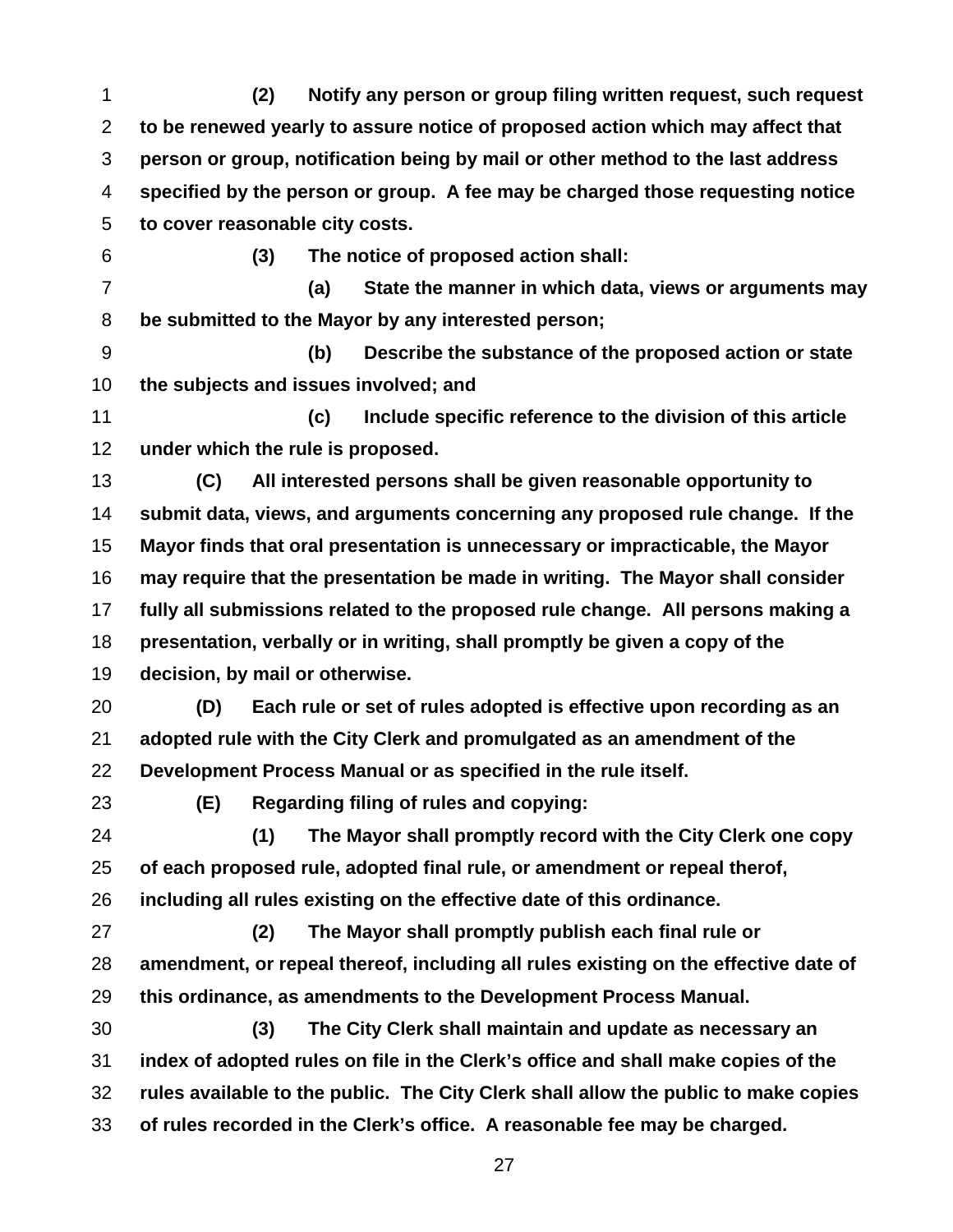**(2) Notify any person or group filing written request, such request to be renewed yearly to assure notice of proposed action which may affect that person or group, notification being by mail or other method to the last address specified by the person or group. A fee may be charged those requesting notice to cover reasonable city costs.**

**(3) The notice of proposed action shall:**

**(a) State the manner in which data, views or arguments may be submitted to the Mayor by any interested person;**

**(b) Describe the substance of the proposed action or state the subjects and issues involved; and**

**(c) Include specific reference to the division of this article under which the rule is proposed.**

**(C) All interested persons shall be given reasonable opportunity to submit data, views, and arguments concerning any proposed rule change. If the Mayor finds that oral presentation is unnecessary or impracticable, the Mayor may require that the presentation be made in writing. The Mayor shall consider fully all submissions related to the proposed rule change. All persons making a presentation, verbally or in writing, shall promptly be given a copy of the decision, by mail or otherwise.**

**(D) Each rule or set of rules adopted is effective upon recording as an adopted rule with the City Clerk and promulgated as an amendment of the Development Process Manual or as specified in the rule itself.**

**(E) Regarding filing of rules and copying:**

**(1) The Mayor shall promptly record with the City Clerk one copy of each proposed rule, adopted final rule, or amendment or repeal therof, including all rules existing on the effective date of this ordinance.**

**(2) The Mayor shall promptly publish each final rule or amendment, or repeal thereof, including all rules existing on the effective date of this ordinance, as amendments to the Development Process Manual.**

**(3) The City Clerk shall maintain and update as necessary an index of adopted rules on file in the Clerk's office and shall make copies of the rules available to the public. The City Clerk shall allow the public to make copies of rules recorded in the Clerk's office. A reasonable fee may be charged.**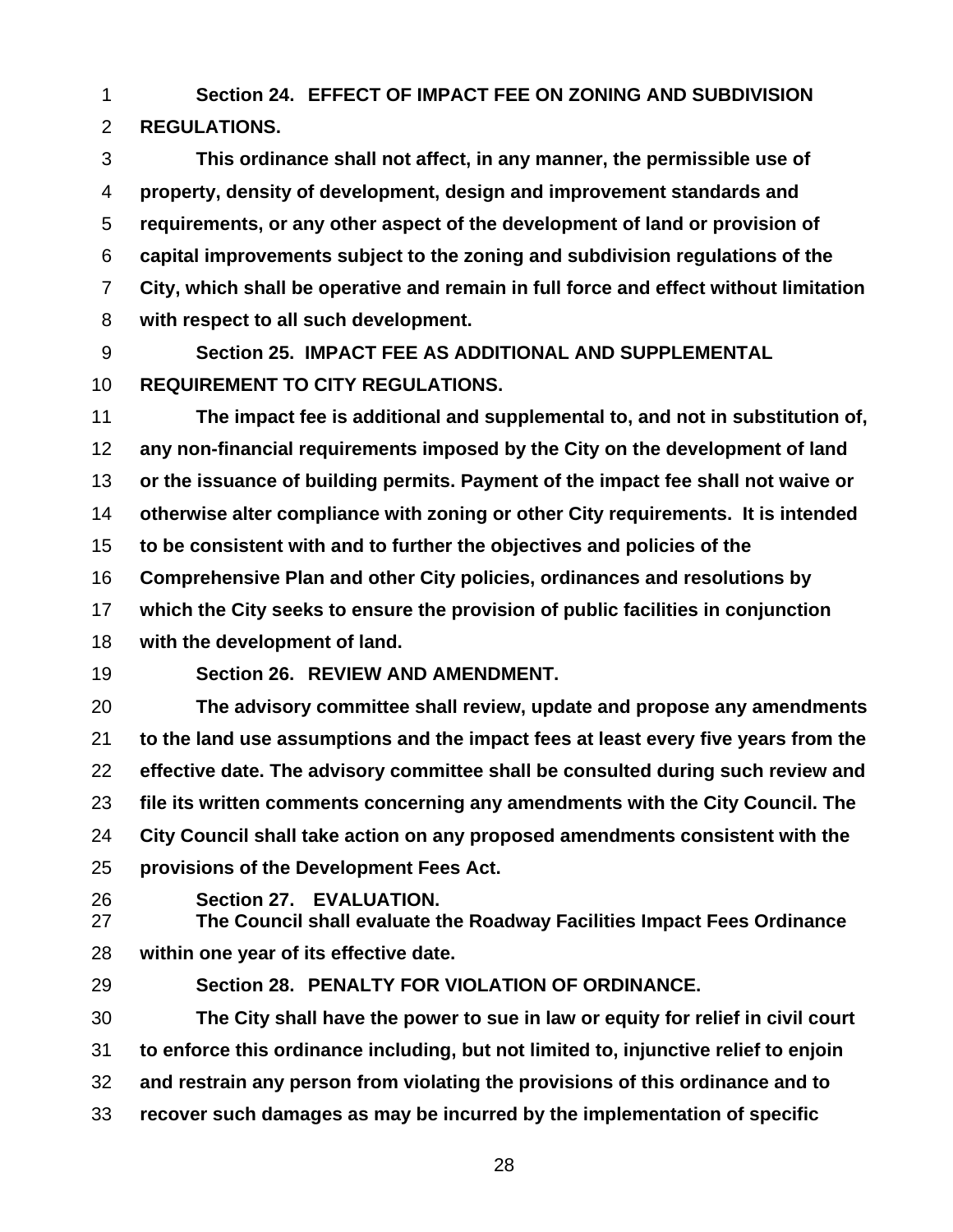**Section 24. EFFECT OF IMPACT FEE ON ZONING AND SUBDIVISION REGULATIONS.**

**This ordinance shall not affect, in any manner, the permissible use of property, density of development, design and improvement standards and requirements, or any other aspect of the development of land or provision of capital improvements subject to the zoning and subdivision regulations of the City, which shall be operative and remain in full force and effect without limitation with respect to all such development.**

**Section 25. IMPACT FEE AS ADDITIONAL AND SUPPLEMENTAL REQUIREMENT TO CITY REGULATIONS.**

**The impact fee is additional and supplemental to, and not in substitution of, any non-financial requirements imposed by the City on the development of land or the issuance of building permits. Payment of the impact fee shall not waive or otherwise alter compliance with zoning or other City requirements. It is intended to be consistent with and to further the objectives and policies of the Comprehensive Plan and other City policies, ordinances and resolutions by which the City seeks to ensure the provision of public facilities in conjunction with the development of land.**

**Section 26. REVIEW AND AMENDMENT.**

**The advisory committee shall review, update and propose any amendments to the land use assumptions and the impact fees at least every five years from the effective date. The advisory committee shall be consulted during such review and file its written comments concerning any amendments with the City Council. The City Council shall take action on any proposed amendments consistent with the provisions of the Development Fees Act.**

**Section 27. EVALUATION.**

**The Council shall evaluate the Roadway Facilities Impact Fees Ordinance within one year of its effective date.**

**Section 28. PENALTY FOR VIOLATION OF ORDINANCE.**

**The City shall have the power to sue in law or equity for relief in civil court to enforce this ordinance including, but not limited to, injunctive relief to enjoin and restrain any person from violating the provisions of this ordinance and to recover such damages as may be incurred by the implementation of specific**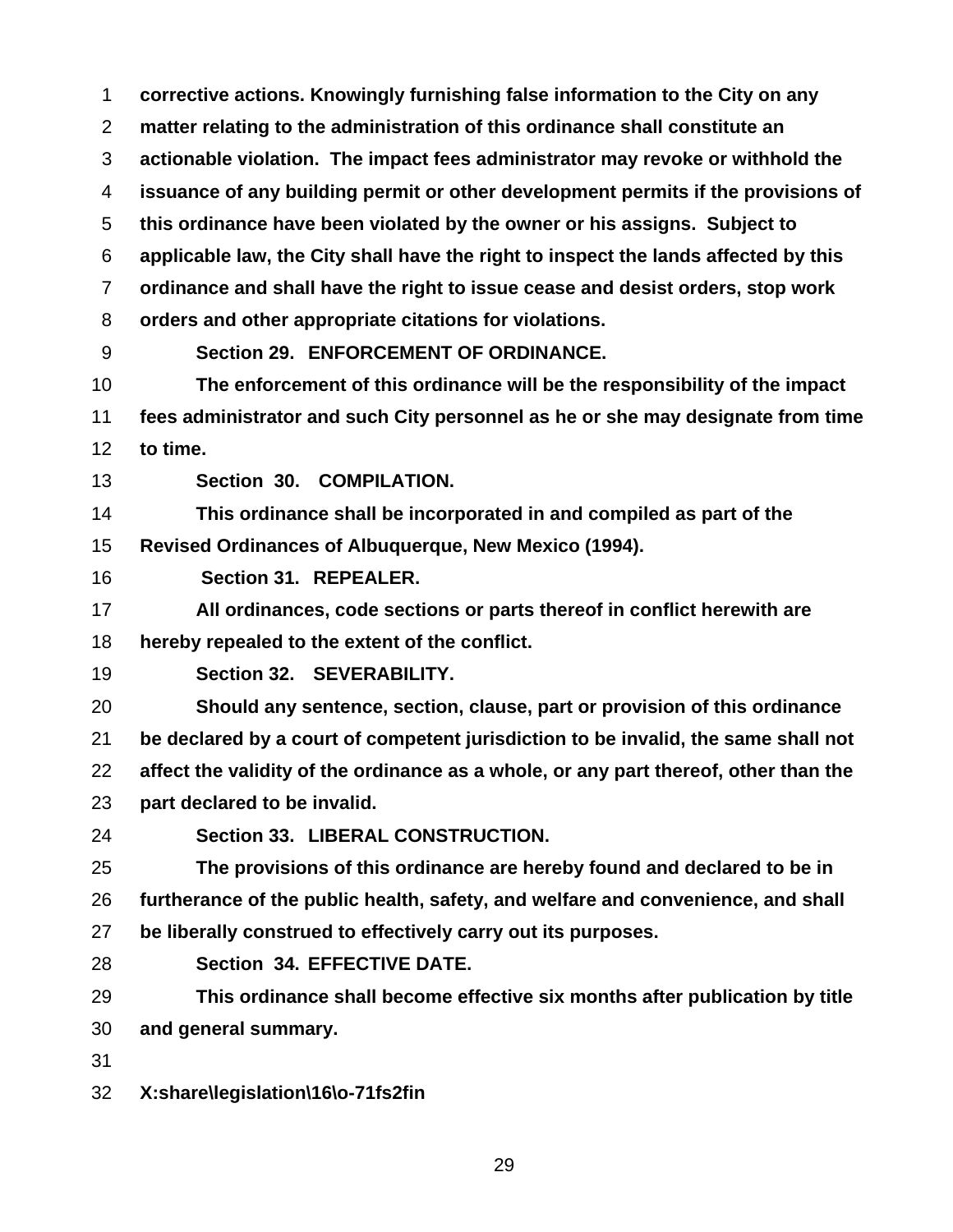**corrective actions. Knowingly furnishing false information to the City on any matter relating to the administration of this ordinance shall constitute an actionable violation. The impact fees administrator may revoke or withhold the issuance of any building permit or other development permits if the provisions of this ordinance have been violated by the owner or his assigns. Subject to applicable law, the City shall have the right to inspect the lands affected by this ordinance and shall have the right to issue cease and desist orders, stop work orders and other appropriate citations for violations.**

**Section 29. ENFORCEMENT OF ORDINANCE.**

**The enforcement of this ordinance will be the responsibility of the impact fees administrator and such City personnel as he or she may designate from time to time.**

**Section 30. COMPILATION.**

**This ordinance shall be incorporated in and compiled as part of the Revised Ordinances of Albuquerque, New Mexico (1994).**

**Section 31. REPEALER.**

**All ordinances, code sections or parts thereof in conflict herewith are hereby repealed to the extent of the conflict.**

**Section 32. SEVERABILITY.**

**Should any sentence, section, clause, part or provision of this ordinance be declared by a court of competent jurisdiction to be invalid, the same shall not affect the validity of the ordinance as a whole, or any part thereof, other than the part declared to be invalid.**

**Section 33. LIBERAL CONSTRUCTION.**

**The provisions of this ordinance are hereby found and declared to be in furtherance of the public health, safety, and welfare and convenience, and shall be liberally construed to effectively carry out its purposes.**

**Section 34. EFFECTIVE DATE.**

**This ordinance shall become effective six months after publication by title and general summary.**

**X:share\legislation\16\o-71fs2fin**